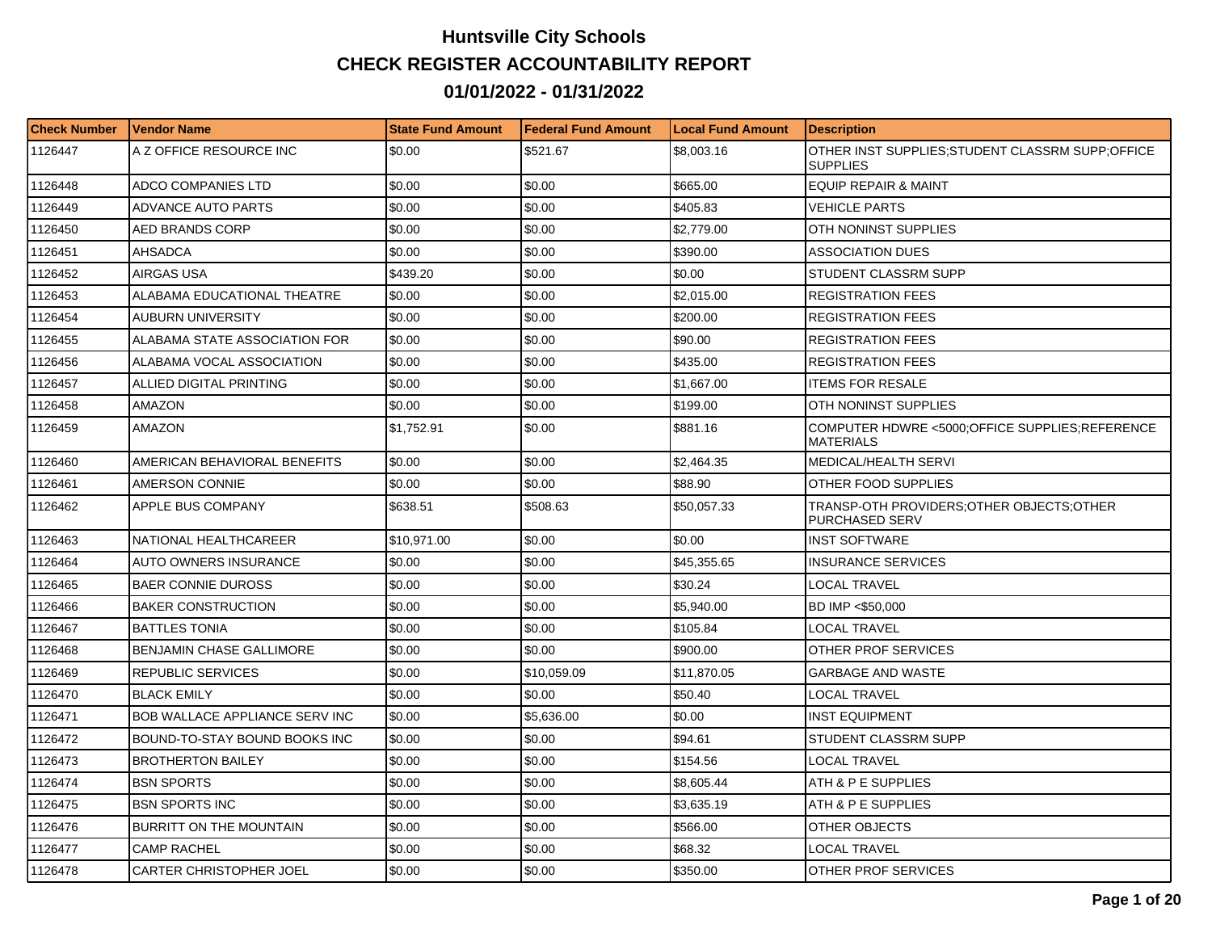# Huntsville City Schools

## CHECK REGISTER ACCOUNTABILITY REPORT

## 01/01/2022 - 01/31/2022

| Check Number | Vendor Name | State Fund Amount | Federal Fund Amount | Local Fund Amount | Description |
|---|---|---|---|---|---|
| 1126447 | A Z OFFICE RESOURCE INC | $0.00 | $521.67 | $8,003.16 | OTHER INST SUPPLIES;STUDENT CLASSRM SUPP;OFFICE SUPPLIES |
| 1126448 | ADCO COMPANIES LTD | $0.00 | $0.00 | $665.00 | EQUIP REPAIR & MAINT |
| 1126449 | ADVANCE AUTO PARTS | $0.00 | $0.00 | $405.83 | VEHICLE PARTS |
| 1126450 | AED BRANDS CORP | $0.00 | $0.00 | $2,779.00 | OTH NONINST SUPPLIES |
| 1126451 | AHSADCA | $0.00 | $0.00 | $390.00 | ASSOCIATION DUES |
| 1126452 | AIRGAS USA | $439.20 | $0.00 | $0.00 | STUDENT CLASSRM SUPP |
| 1126453 | ALABAMA EDUCATIONAL THEATRE | $0.00 | $0.00 | $2,015.00 | REGISTRATION FEES |
| 1126454 | AUBURN UNIVERSITY | $0.00 | $0.00 | $200.00 | REGISTRATION FEES |
| 1126455 | ALABAMA STATE ASSOCIATION FOR | $0.00 | $0.00 | $90.00 | REGISTRATION FEES |
| 1126456 | ALABAMA VOCAL ASSOCIATION | $0.00 | $0.00 | $435.00 | REGISTRATION FEES |
| 1126457 | ALLIED DIGITAL PRINTING | $0.00 | $0.00 | $1,667.00 | ITEMS FOR RESALE |
| 1126458 | AMAZON | $0.00 | $0.00 | $199.00 | OTH NONINST SUPPLIES |
| 1126459 | AMAZON | $1,752.91 | $0.00 | $881.16 | COMPUTER HDWRE <5000;OFFICE SUPPLIES;REFERENCE MATERIALS |
| 1126460 | AMERICAN BEHAVIORAL BENEFITS | $0.00 | $0.00 | $2,464.35 | MEDICAL/HEALTH SERVI |
| 1126461 | AMERSON CONNIE | $0.00 | $0.00 | $88.90 | OTHER FOOD SUPPLIES |
| 1126462 | APPLE BUS COMPANY | $638.51 | $508.63 | $50,057.33 | TRANSP-OTH PROVIDERS;OTHER OBJECTS;OTHER PURCHASED SERV |
| 1126463 | NATIONAL HEALTHCAREER | $10,971.00 | $0.00 | $0.00 | INST SOFTWARE |
| 1126464 | AUTO OWNERS INSURANCE | $0.00 | $0.00 | $45,355.65 | INSURANCE SERVICES |
| 1126465 | BAER CONNIE DUROSS | $0.00 | $0.00 | $30.24 | LOCAL TRAVEL |
| 1126466 | BAKER CONSTRUCTION | $0.00 | $0.00 | $5,940.00 | BD IMP <$50,000 |
| 1126467 | BATTLES TONIA | $0.00 | $0.00 | $105.84 | LOCAL TRAVEL |
| 1126468 | BENJAMIN CHASE GALLIMORE | $0.00 | $0.00 | $900.00 | OTHER PROF SERVICES |
| 1126469 | REPUBLIC SERVICES | $0.00 | $10,059.09 | $11,870.05 | GARBAGE AND WASTE |
| 1126470 | BLACK EMILY | $0.00 | $0.00 | $50.40 | LOCAL TRAVEL |
| 1126471 | BOB WALLACE APPLIANCE SERV INC | $0.00 | $5,636.00 | $0.00 | INST EQUIPMENT |
| 1126472 | BOUND-TO-STAY BOUND BOOKS INC | $0.00 | $0.00 | $94.61 | STUDENT CLASSRM SUPP |
| 1126473 | BROTHERTON BAILEY | $0.00 | $0.00 | $154.56 | LOCAL TRAVEL |
| 1126474 | BSN SPORTS | $0.00 | $0.00 | $8,605.44 | ATH & P E SUPPLIES |
| 1126475 | BSN SPORTS INC | $0.00 | $0.00 | $3,635.19 | ATH & P E SUPPLIES |
| 1126476 | BURRITT ON THE MOUNTAIN | $0.00 | $0.00 | $566.00 | OTHER OBJECTS |
| 1126477 | CAMP RACHEL | $0.00 | $0.00 | $68.32 | LOCAL TRAVEL |
| 1126478 | CARTER CHRISTOPHER JOEL | $0.00 | $0.00 | $350.00 | OTHER PROF SERVICES |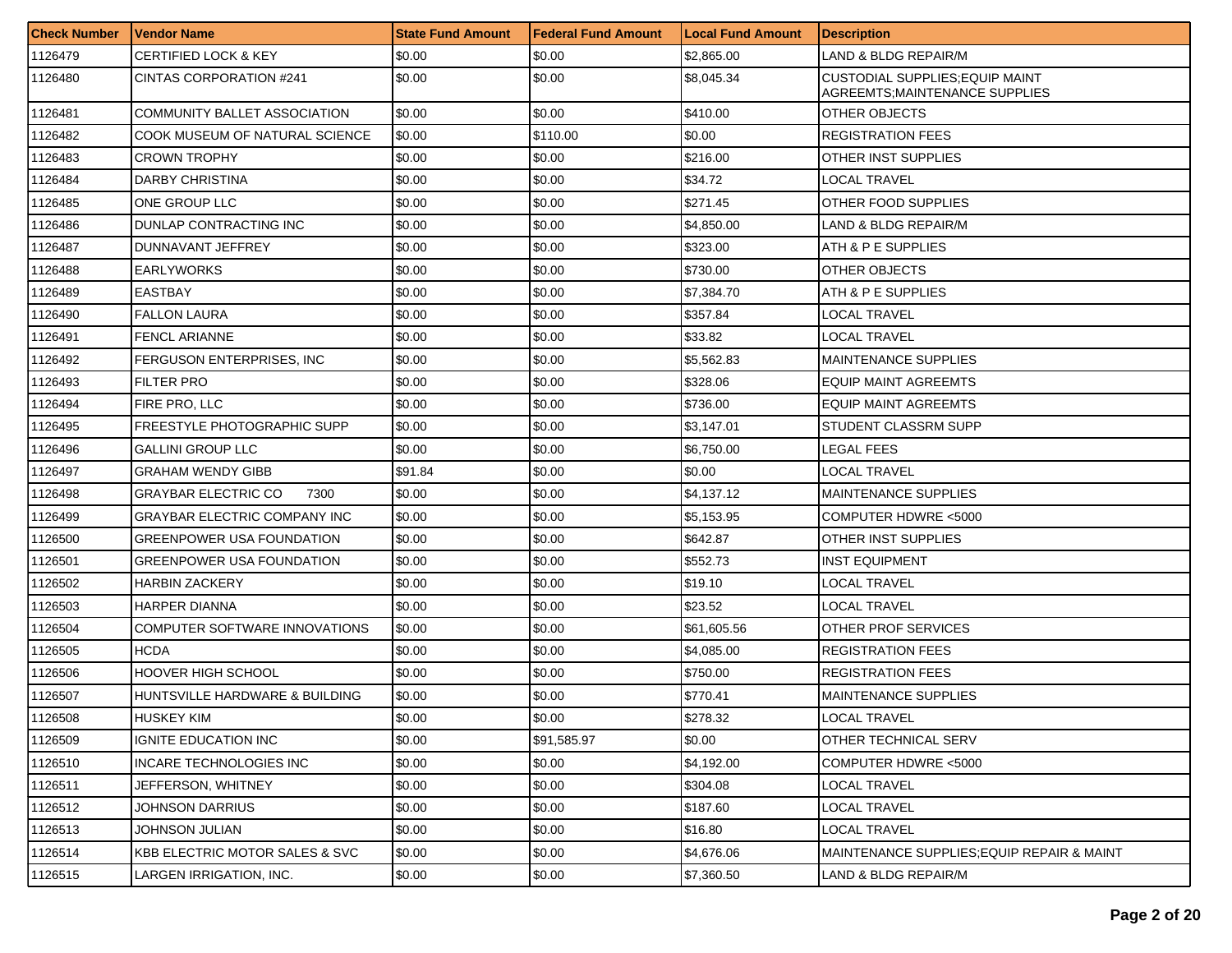| Check Number | Vendor Name | State Fund Amount | Federal Fund Amount | Local Fund Amount | Description |
|---|---|---|---|---|---|
| 1126479 | CERTIFIED LOCK & KEY | $0.00 | $0.00 | $2,865.00 | LAND & BLDG REPAIR/M |
| 1126480 | CINTAS CORPORATION #241 | $0.00 | $0.00 | $8,045.34 | CUSTODIAL SUPPLIES;EQUIP MAINT AGREEMTS;MAINTENANCE SUPPLIES |
| 1126481 | COMMUNITY BALLET ASSOCIATION | $0.00 | $0.00 | $410.00 | OTHER OBJECTS |
| 1126482 | COOK MUSEUM OF NATURAL SCIENCE | $0.00 | $110.00 | $0.00 | REGISTRATION FEES |
| 1126483 | CROWN TROPHY | $0.00 | $0.00 | $216.00 | OTHER INST SUPPLIES |
| 1126484 | DARBY CHRISTINA | $0.00 | $0.00 | $34.72 | LOCAL TRAVEL |
| 1126485 | ONE GROUP LLC | $0.00 | $0.00 | $271.45 | OTHER FOOD SUPPLIES |
| 1126486 | DUNLAP CONTRACTING INC | $0.00 | $0.00 | $4,850.00 | LAND & BLDG REPAIR/M |
| 1126487 | DUNNAVANT JEFFREY | $0.00 | $0.00 | $323.00 | ATH & P E SUPPLIES |
| 1126488 | EARLYWORKS | $0.00 | $0.00 | $730.00 | OTHER OBJECTS |
| 1126489 | EASTBAY | $0.00 | $0.00 | $7,384.70 | ATH & P E SUPPLIES |
| 1126490 | FALLON LAURA | $0.00 | $0.00 | $357.84 | LOCAL TRAVEL |
| 1126491 | FENCL ARIANNE | $0.00 | $0.00 | $33.82 | LOCAL TRAVEL |
| 1126492 | FERGUSON ENTERPRISES, INC | $0.00 | $0.00 | $5,562.83 | MAINTENANCE SUPPLIES |
| 1126493 | FILTER PRO | $0.00 | $0.00 | $328.06 | EQUIP MAINT AGREEMTS |
| 1126494 | FIRE PRO, LLC | $0.00 | $0.00 | $736.00 | EQUIP MAINT AGREEMTS |
| 1126495 | FREESTYLE PHOTOGRAPHIC SUPP | $0.00 | $0.00 | $3,147.01 | STUDENT CLASSRM SUPP |
| 1126496 | GALLINI GROUP LLC | $0.00 | $0.00 | $6,750.00 | LEGAL FEES |
| 1126497 | GRAHAM WENDY GIBB | $91.84 | $0.00 | $0.00 | LOCAL TRAVEL |
| 1126498 | GRAYBAR ELECTRIC CO 7300 | $0.00 | $0.00 | $4,137.12 | MAINTENANCE SUPPLIES |
| 1126499 | GRAYBAR ELECTRIC COMPANY INC | $0.00 | $0.00 | $5,153.95 | COMPUTER HDWRE <5000 |
| 1126500 | GREENPOWER USA FOUNDATION | $0.00 | $0.00 | $642.87 | OTHER INST SUPPLIES |
| 1126501 | GREENPOWER USA FOUNDATION | $0.00 | $0.00 | $552.73 | INST EQUIPMENT |
| 1126502 | HARBIN ZACKERY | $0.00 | $0.00 | $19.10 | LOCAL TRAVEL |
| 1126503 | HARPER DIANNA | $0.00 | $0.00 | $23.52 | LOCAL TRAVEL |
| 1126504 | COMPUTER SOFTWARE INNOVATIONS | $0.00 | $0.00 | $61,605.56 | OTHER PROF SERVICES |
| 1126505 | HCDA | $0.00 | $0.00 | $4,085.00 | REGISTRATION FEES |
| 1126506 | HOOVER HIGH SCHOOL | $0.00 | $0.00 | $750.00 | REGISTRATION FEES |
| 1126507 | HUNTSVILLE HARDWARE & BUILDING | $0.00 | $0.00 | $770.41 | MAINTENANCE SUPPLIES |
| 1126508 | HUSKEY KIM | $0.00 | $0.00 | $278.32 | LOCAL TRAVEL |
| 1126509 | IGNITE EDUCATION INC | $0.00 | $91,585.97 | $0.00 | OTHER TECHNICAL SERV |
| 1126510 | INCARE TECHNOLOGIES INC | $0.00 | $0.00 | $4,192.00 | COMPUTER HDWRE <5000 |
| 1126511 | JEFFERSON, WHITNEY | $0.00 | $0.00 | $304.08 | LOCAL TRAVEL |
| 1126512 | JOHNSON DARRIUS | $0.00 | $0.00 | $187.60 | LOCAL TRAVEL |
| 1126513 | JOHNSON JULIAN | $0.00 | $0.00 | $16.80 | LOCAL TRAVEL |
| 1126514 | KBB ELECTRIC MOTOR SALES & SVC | $0.00 | $0.00 | $4,676.06 | MAINTENANCE SUPPLIES;EQUIP REPAIR & MAINT |
| 1126515 | LARGEN IRRIGATION, INC. | $0.00 | $0.00 | $7,360.50 | LAND & BLDG REPAIR/M |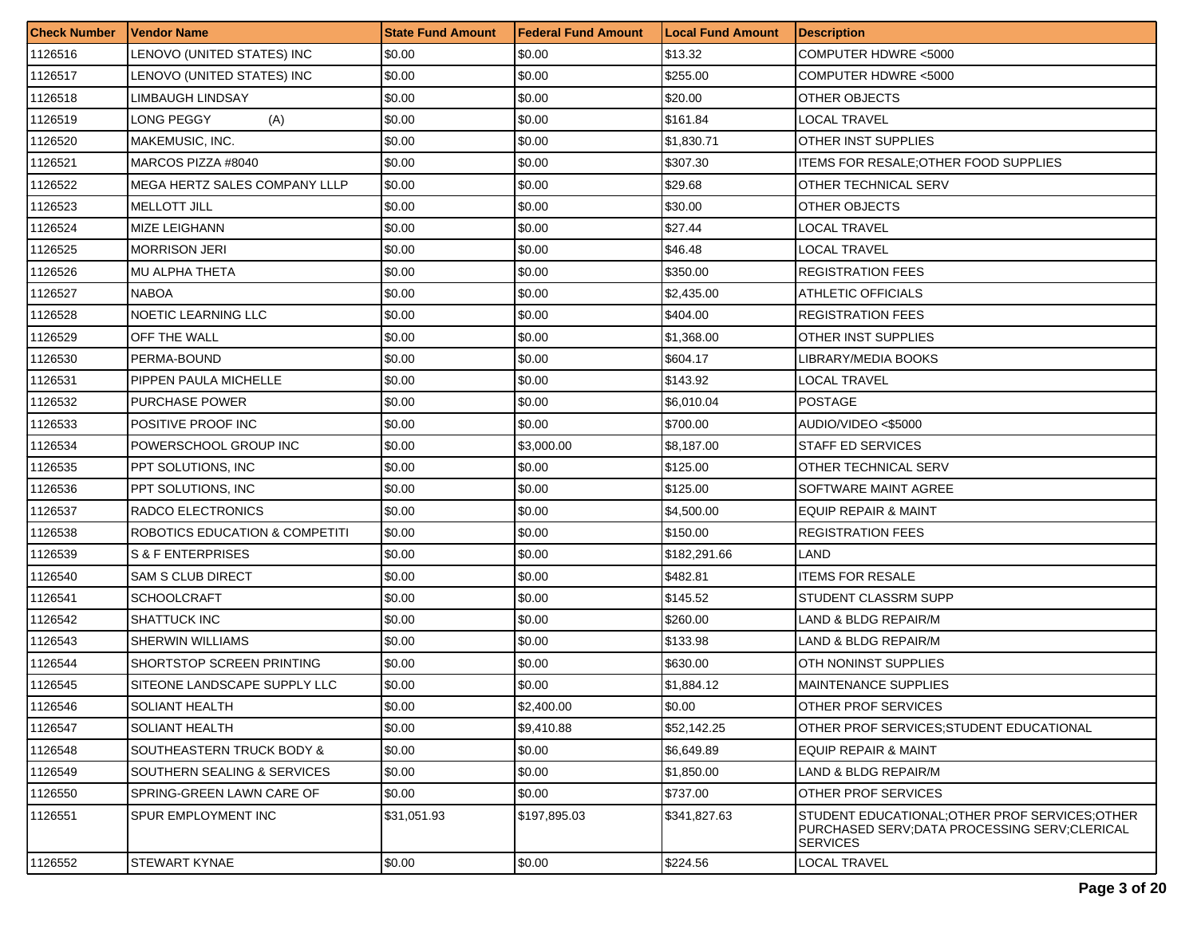| Check Number | Vendor Name | State Fund Amount | Federal Fund Amount | Local Fund Amount | Description |
|---|---|---|---|---|---|
| 1126516 | LENOVO (UNITED STATES) INC | $0.00 | $0.00 | $13.32 | COMPUTER HDWRE <5000 |
| 1126517 | LENOVO (UNITED STATES) INC | $0.00 | $0.00 | $255.00 | COMPUTER HDWRE <5000 |
| 1126518 | LIMBAUGH LINDSAY | $0.00 | $0.00 | $20.00 | OTHER OBJECTS |
| 1126519 | LONG PEGGY (A) | $0.00 | $0.00 | $161.84 | LOCAL TRAVEL |
| 1126520 | MAKEMUSIC, INC. | $0.00 | $0.00 | $1,830.71 | OTHER INST SUPPLIES |
| 1126521 | MARCOS PIZZA #8040 | $0.00 | $0.00 | $307.30 | ITEMS FOR RESALE;OTHER FOOD SUPPLIES |
| 1126522 | MEGA HERTZ SALES COMPANY LLLP | $0.00 | $0.00 | $29.68 | OTHER TECHNICAL SERV |
| 1126523 | MELLOTT JILL | $0.00 | $0.00 | $30.00 | OTHER OBJECTS |
| 1126524 | MIZE LEIGHANN | $0.00 | $0.00 | $27.44 | LOCAL TRAVEL |
| 1126525 | MORRISON JERI | $0.00 | $0.00 | $46.48 | LOCAL TRAVEL |
| 1126526 | MU ALPHA THETA | $0.00 | $0.00 | $350.00 | REGISTRATION FEES |
| 1126527 | NABOA | $0.00 | $0.00 | $2,435.00 | ATHLETIC OFFICIALS |
| 1126528 | NOETIC LEARNING LLC | $0.00 | $0.00 | $404.00 | REGISTRATION FEES |
| 1126529 | OFF THE WALL | $0.00 | $0.00 | $1,368.00 | OTHER INST SUPPLIES |
| 1126530 | PERMA-BOUND | $0.00 | $0.00 | $604.17 | LIBRARY/MEDIA BOOKS |
| 1126531 | PIPPEN PAULA MICHELLE | $0.00 | $0.00 | $143.92 | LOCAL TRAVEL |
| 1126532 | PURCHASE POWER | $0.00 | $0.00 | $6,010.04 | POSTAGE |
| 1126533 | POSITIVE PROOF INC | $0.00 | $0.00 | $700.00 | AUDIO/VIDEO <$5000 |
| 1126534 | POWERSCHOOL GROUP INC | $0.00 | $3,000.00 | $8,187.00 | STAFF ED SERVICES |
| 1126535 | PPT SOLUTIONS, INC | $0.00 | $0.00 | $125.00 | OTHER TECHNICAL SERV |
| 1126536 | PPT SOLUTIONS, INC | $0.00 | $0.00 | $125.00 | SOFTWARE MAINT AGREE |
| 1126537 | RADCO ELECTRONICS | $0.00 | $0.00 | $4,500.00 | EQUIP REPAIR & MAINT |
| 1126538 | ROBOTICS EDUCATION & COMPETITI | $0.00 | $0.00 | $150.00 | REGISTRATION FEES |
| 1126539 | S & F ENTERPRISES | $0.00 | $0.00 | $182,291.66 | LAND |
| 1126540 | SAM S CLUB DIRECT | $0.00 | $0.00 | $482.81 | ITEMS FOR RESALE |
| 1126541 | SCHOOLCRAFT | $0.00 | $0.00 | $145.52 | STUDENT CLASSRM SUPP |
| 1126542 | SHATTUCK INC | $0.00 | $0.00 | $260.00 | LAND & BLDG REPAIR/M |
| 1126543 | SHERWIN WILLIAMS | $0.00 | $0.00 | $133.98 | LAND & BLDG REPAIR/M |
| 1126544 | SHORTSTOP SCREEN PRINTING | $0.00 | $0.00 | $630.00 | OTH NONINST SUPPLIES |
| 1126545 | SITEONE LANDSCAPE SUPPLY LLC | $0.00 | $0.00 | $1,884.12 | MAINTENANCE SUPPLIES |
| 1126546 | SOLIANT HEALTH | $0.00 | $2,400.00 | $0.00 | OTHER PROF SERVICES |
| 1126547 | SOLIANT HEALTH | $0.00 | $9,410.88 | $52,142.25 | OTHER PROF SERVICES;STUDENT EDUCATIONAL |
| 1126548 | SOUTHEASTERN TRUCK BODY & | $0.00 | $0.00 | $6,649.89 | EQUIP REPAIR & MAINT |
| 1126549 | SOUTHERN SEALING & SERVICES | $0.00 | $0.00 | $1,850.00 | LAND & BLDG REPAIR/M |
| 1126550 | SPRING-GREEN LAWN CARE OF | $0.00 | $0.00 | $737.00 | OTHER PROF SERVICES |
| 1126551 | SPUR EMPLOYMENT INC | $31,051.93 | $197,895.03 | $341,827.63 | STUDENT EDUCATIONAL;OTHER PROF SERVICES;OTHER PURCHASED SERV;DATA PROCESSING SERV;CLERICAL SERVICES |
| 1126552 | STEWART KYNAE | $0.00 | $0.00 | $224.56 | LOCAL TRAVEL |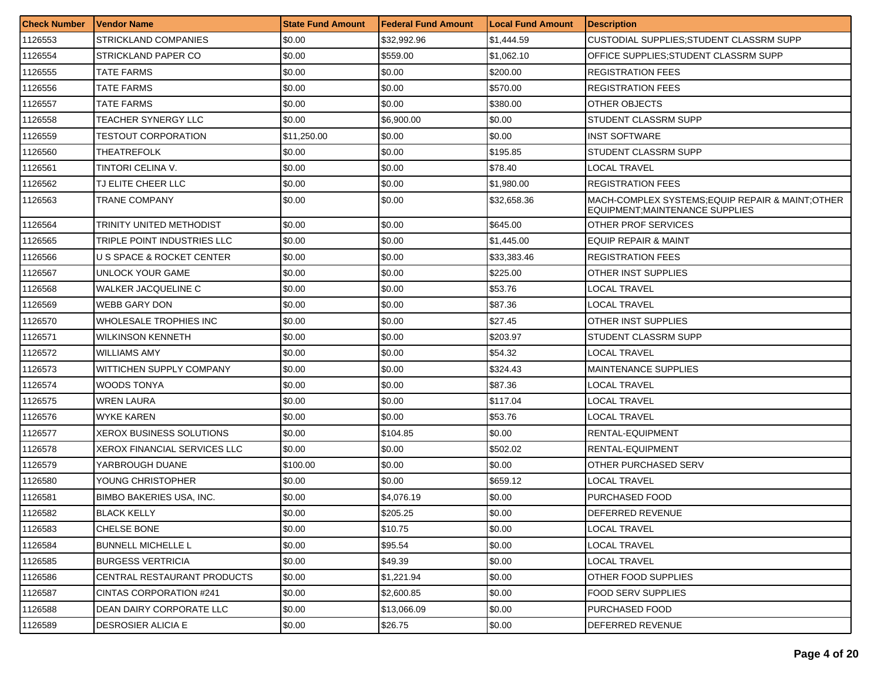| Check Number | Vendor Name | State Fund Amount | Federal Fund Amount | Local Fund Amount | Description |
|---|---|---|---|---|---|
| 1126553 | STRICKLAND COMPANIES | $0.00 | $32,992.96 | $1,444.59 | CUSTODIAL SUPPLIES;STUDENT CLASSRM SUPP |
| 1126554 | STRICKLAND PAPER CO | $0.00 | $559.00 | $1,062.10 | OFFICE SUPPLIES;STUDENT CLASSRM SUPP |
| 1126555 | TATE FARMS | $0.00 | $0.00 | $200.00 | REGISTRATION FEES |
| 1126556 | TATE FARMS | $0.00 | $0.00 | $570.00 | REGISTRATION FEES |
| 1126557 | TATE FARMS | $0.00 | $0.00 | $380.00 | OTHER OBJECTS |
| 1126558 | TEACHER SYNERGY LLC | $0.00 | $6,900.00 | $0.00 | STUDENT CLASSRM SUPP |
| 1126559 | TESTOUT CORPORATION | $11,250.00 | $0.00 | $0.00 | INST SOFTWARE |
| 1126560 | THEATREFOLK | $0.00 | $0.00 | $195.85 | STUDENT CLASSRM SUPP |
| 1126561 | TINTORI CELINA V. | $0.00 | $0.00 | $78.40 | LOCAL TRAVEL |
| 1126562 | TJ ELITE CHEER LLC | $0.00 | $0.00 | $1,980.00 | REGISTRATION FEES |
| 1126563 | TRANE COMPANY | $0.00 | $0.00 | $32,658.36 | MACH-COMPLEX SYSTEMS;EQUIP REPAIR & MAINT;OTHER EQUIPMENT;MAINTENANCE SUPPLIES |
| 1126564 | TRINITY UNITED METHODIST | $0.00 | $0.00 | $645.00 | OTHER PROF SERVICES |
| 1126565 | TRIPLE POINT INDUSTRIES LLC | $0.00 | $0.00 | $1,445.00 | EQUIP REPAIR & MAINT |
| 1126566 | U S SPACE & ROCKET CENTER | $0.00 | $0.00 | $33,383.46 | REGISTRATION FEES |
| 1126567 | UNLOCK YOUR GAME | $0.00 | $0.00 | $225.00 | OTHER INST SUPPLIES |
| 1126568 | WALKER JACQUELINE C | $0.00 | $0.00 | $53.76 | LOCAL TRAVEL |
| 1126569 | WEBB GARY DON | $0.00 | $0.00 | $87.36 | LOCAL TRAVEL |
| 1126570 | WHOLESALE TROPHIES INC | $0.00 | $0.00 | $27.45 | OTHER INST SUPPLIES |
| 1126571 | WILKINSON KENNETH | $0.00 | $0.00 | $203.97 | STUDENT CLASSRM SUPP |
| 1126572 | WILLIAMS AMY | $0.00 | $0.00 | $54.32 | LOCAL TRAVEL |
| 1126573 | WITTICHEN SUPPLY COMPANY | $0.00 | $0.00 | $324.43 | MAINTENANCE SUPPLIES |
| 1126574 | WOODS TONYA | $0.00 | $0.00 | $87.36 | LOCAL TRAVEL |
| 1126575 | WREN LAURA | $0.00 | $0.00 | $117.04 | LOCAL TRAVEL |
| 1126576 | WYKE KAREN | $0.00 | $0.00 | $53.76 | LOCAL TRAVEL |
| 1126577 | XEROX BUSINESS SOLUTIONS | $0.00 | $104.85 | $0.00 | RENTAL-EQUIPMENT |
| 1126578 | XEROX FINANCIAL SERVICES LLC | $0.00 | $0.00 | $502.02 | RENTAL-EQUIPMENT |
| 1126579 | YARBROUGH DUANE | $100.00 | $0.00 | $0.00 | OTHER PURCHASED SERV |
| 1126580 | YOUNG CHRISTOPHER | $0.00 | $0.00 | $659.12 | LOCAL TRAVEL |
| 1126581 | BIMBO BAKERIES USA, INC. | $0.00 | $4,076.19 | $0.00 | PURCHASED FOOD |
| 1126582 | BLACK KELLY | $0.00 | $205.25 | $0.00 | DEFERRED REVENUE |
| 1126583 | CHELSE BONE | $0.00 | $10.75 | $0.00 | LOCAL TRAVEL |
| 1126584 | BUNNELL MICHELLE L | $0.00 | $95.54 | $0.00 | LOCAL TRAVEL |
| 1126585 | BURGESS VERTRICIA | $0.00 | $49.39 | $0.00 | LOCAL TRAVEL |
| 1126586 | CENTRAL RESTAURANT PRODUCTS | $0.00 | $1,221.94 | $0.00 | OTHER FOOD SUPPLIES |
| 1126587 | CINTAS CORPORATION #241 | $0.00 | $2,600.85 | $0.00 | FOOD SERV SUPPLIES |
| 1126588 | DEAN DAIRY CORPORATE LLC | $0.00 | $13,066.09 | $0.00 | PURCHASED FOOD |
| 1126589 | DESROSIER ALICIA E | $0.00 | $26.75 | $0.00 | DEFERRED REVENUE |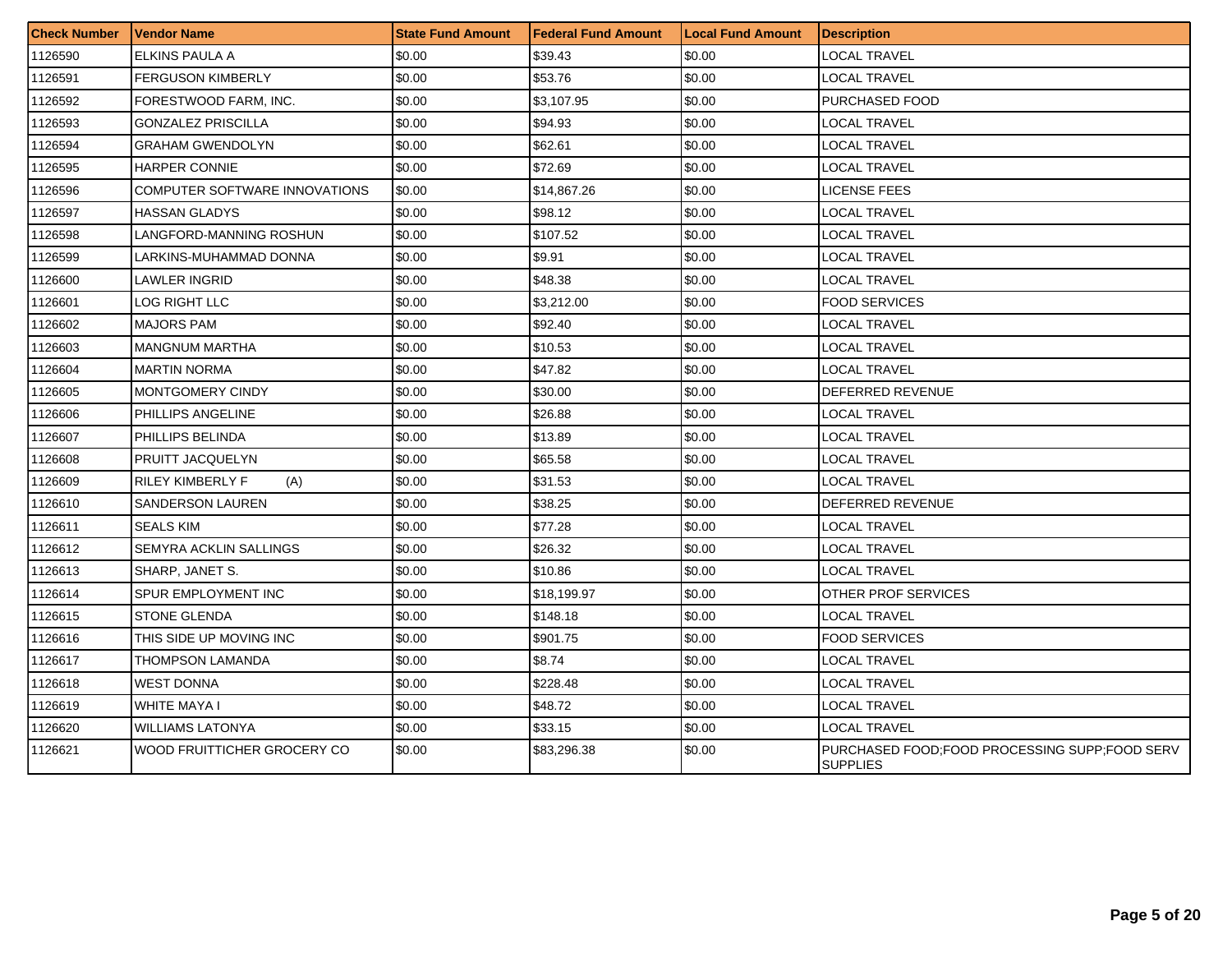| Check Number | Vendor Name | State Fund Amount | Federal Fund Amount | Local Fund Amount | Description |
|---|---|---|---|---|---|
| 1126590 | ELKINS PAULA A | $0.00 | $39.43 | $0.00 | LOCAL TRAVEL |
| 1126591 | FERGUSON KIMBERLY | $0.00 | $53.76 | $0.00 | LOCAL TRAVEL |
| 1126592 | FORESTWOOD FARM, INC. | $0.00 | $3,107.95 | $0.00 | PURCHASED FOOD |
| 1126593 | GONZALEZ PRISCILLA | $0.00 | $94.93 | $0.00 | LOCAL TRAVEL |
| 1126594 | GRAHAM GWENDOLYN | $0.00 | $62.61 | $0.00 | LOCAL TRAVEL |
| 1126595 | HARPER CONNIE | $0.00 | $72.69 | $0.00 | LOCAL TRAVEL |
| 1126596 | COMPUTER SOFTWARE INNOVATIONS | $0.00 | $14,867.26 | $0.00 | LICENSE FEES |
| 1126597 | HASSAN GLADYS | $0.00 | $98.12 | $0.00 | LOCAL TRAVEL |
| 1126598 | LANGFORD-MANNING ROSHUN | $0.00 | $107.52 | $0.00 | LOCAL TRAVEL |
| 1126599 | LARKINS-MUHAMMAD DONNA | $0.00 | $9.91 | $0.00 | LOCAL TRAVEL |
| 1126600 | LAWLER INGRID | $0.00 | $48.38 | $0.00 | LOCAL TRAVEL |
| 1126601 | LOG RIGHT LLC | $0.00 | $3,212.00 | $0.00 | FOOD SERVICES |
| 1126602 | MAJORS PAM | $0.00 | $92.40 | $0.00 | LOCAL TRAVEL |
| 1126603 | MANGNUM MARTHA | $0.00 | $10.53 | $0.00 | LOCAL TRAVEL |
| 1126604 | MARTIN NORMA | $0.00 | $47.82 | $0.00 | LOCAL TRAVEL |
| 1126605 | MONTGOMERY CINDY | $0.00 | $30.00 | $0.00 | DEFERRED REVENUE |
| 1126606 | PHILLIPS ANGELINE | $0.00 | $26.88 | $0.00 | LOCAL TRAVEL |
| 1126607 | PHILLIPS BELINDA | $0.00 | $13.89 | $0.00 | LOCAL TRAVEL |
| 1126608 | PRUITT JACQUELYN | $0.00 | $65.58 | $0.00 | LOCAL TRAVEL |
| 1126609 | RILEY KIMBERLY F (A) | $0.00 | $31.53 | $0.00 | LOCAL TRAVEL |
| 1126610 | SANDERSON LAUREN | $0.00 | $38.25 | $0.00 | DEFERRED REVENUE |
| 1126611 | SEALS KIM | $0.00 | $77.28 | $0.00 | LOCAL TRAVEL |
| 1126612 | SEMYRA ACKLIN SALLINGS | $0.00 | $26.32 | $0.00 | LOCAL TRAVEL |
| 1126613 | SHARP, JANET S. | $0.00 | $10.86 | $0.00 | LOCAL TRAVEL |
| 1126614 | SPUR EMPLOYMENT INC | $0.00 | $18,199.97 | $0.00 | OTHER PROF SERVICES |
| 1126615 | STONE GLENDA | $0.00 | $148.18 | $0.00 | LOCAL TRAVEL |
| 1126616 | THIS SIDE UP MOVING INC | $0.00 | $901.75 | $0.00 | FOOD SERVICES |
| 1126617 | THOMPSON LAMANDA | $0.00 | $8.74 | $0.00 | LOCAL TRAVEL |
| 1126618 | WEST DONNA | $0.00 | $228.48 | $0.00 | LOCAL TRAVEL |
| 1126619 | WHITE MAYA I | $0.00 | $48.72 | $0.00 | LOCAL TRAVEL |
| 1126620 | WILLIAMS LATONYA | $0.00 | $33.15 | $0.00 | LOCAL TRAVEL |
| 1126621 | WOOD FRUITTICHER GROCERY CO | $0.00 | $83,296.38 | $0.00 | PURCHASED FOOD;FOOD PROCESSING SUPP;FOOD SERV SUPPLIES |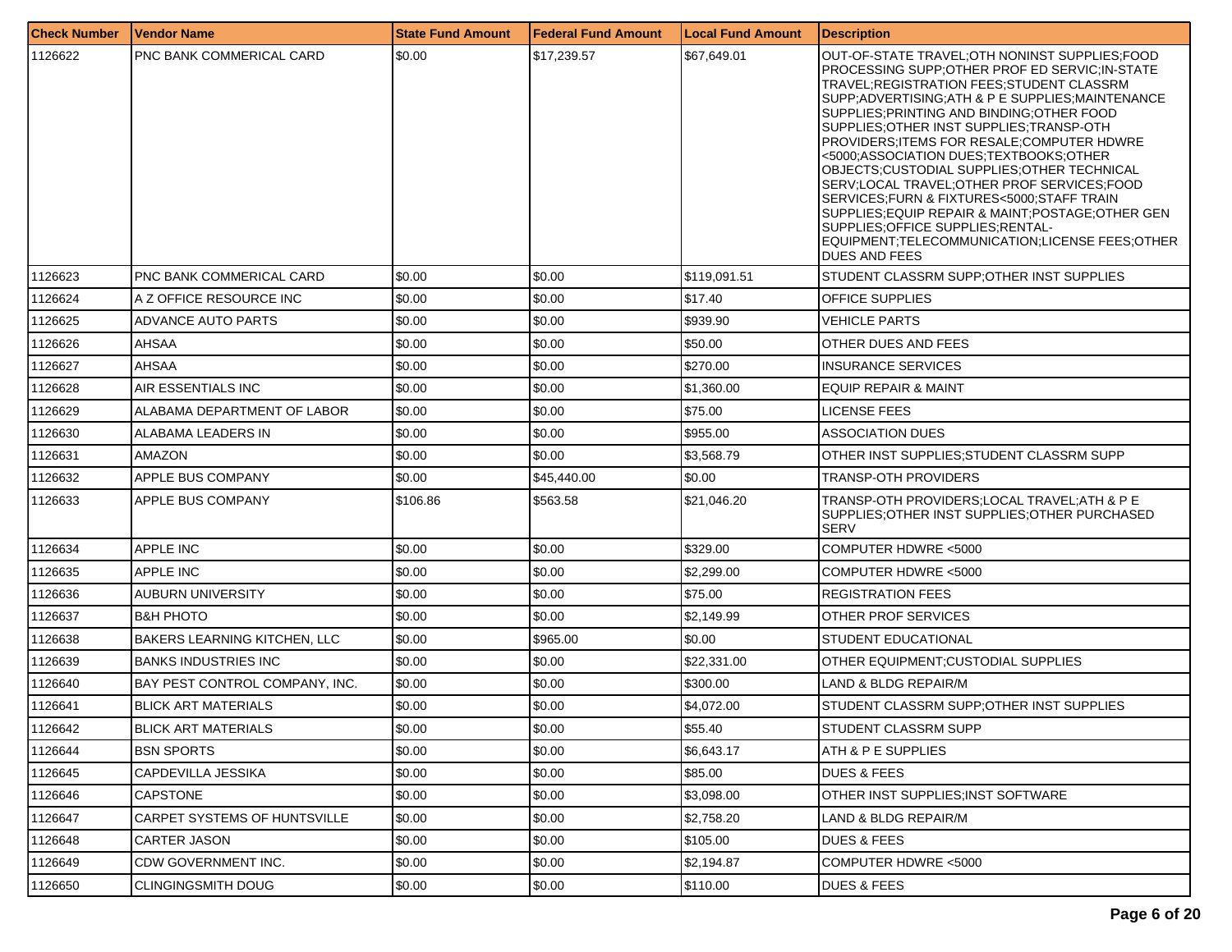| Check Number | Vendor Name | State Fund Amount | Federal Fund Amount | Local Fund Amount | Description |
|---|---|---|---|---|---|
| 1126622 | PNC BANK COMMERICAL CARD | $0.00 | $17,239.57 | $67,649.01 | OUT-OF-STATE TRAVEL;OTH NONINST SUPPLIES;FOOD PROCESSING SUPP;OTHER PROF ED SERVIC;IN-STATE TRAVEL;REGISTRATION FEES;STUDENT CLASSRM SUPP;ADVERTISING;ATH & P E SUPPLIES;MAINTENANCE SUPPLIES;PRINTING AND BINDING;OTHER FOOD SUPPLIES;OTHER INST SUPPLIES;TRANSP-OTH PROVIDERS;ITEMS FOR RESALE;COMPUTER HDWRE <5000;ASSOCIATION DUES;TEXTBOOKS;OTHER OBJECTS;CUSTODIAL SUPPLIES;OTHER TECHNICAL SERV;LOCAL TRAVEL;OTHER PROF SERVICES;FOOD SERVICES;FURN & FIXTURES<5000;STAFF TRAIN SUPPLIES;EQUIP REPAIR & MAINT;POSTAGE;OTHER GEN SUPPLIES;OFFICE SUPPLIES;RENTAL-EQUIPMENT;TELECOMMUNICATION;LICENSE FEES;OTHER DUES AND FEES |
| 1126623 | PNC BANK COMMERICAL CARD | $0.00 | $0.00 | $119,091.51 | STUDENT CLASSRM SUPP;OTHER INST SUPPLIES |
| 1126624 | A Z OFFICE RESOURCE INC | $0.00 | $0.00 | $17.40 | OFFICE SUPPLIES |
| 1126625 | ADVANCE AUTO PARTS | $0.00 | $0.00 | $939.90 | VEHICLE PARTS |
| 1126626 | AHSAA | $0.00 | $0.00 | $50.00 | OTHER DUES AND FEES |
| 1126627 | AHSAA | $0.00 | $0.00 | $270.00 | INSURANCE SERVICES |
| 1126628 | AIR ESSENTIALS INC | $0.00 | $0.00 | $1,360.00 | EQUIP REPAIR & MAINT |
| 1126629 | ALABAMA DEPARTMENT OF LABOR | $0.00 | $0.00 | $75.00 | LICENSE FEES |
| 1126630 | ALABAMA LEADERS IN | $0.00 | $0.00 | $955.00 | ASSOCIATION DUES |
| 1126631 | AMAZON | $0.00 | $0.00 | $3,568.79 | OTHER INST SUPPLIES;STUDENT CLASSRM SUPP |
| 1126632 | APPLE BUS COMPANY | $0.00 | $45,440.00 | $0.00 | TRANSP-OTH PROVIDERS |
| 1126633 | APPLE BUS COMPANY | $106.86 | $563.58 | $21,046.20 | TRANSP-OTH PROVIDERS;LOCAL TRAVEL;ATH & P E SUPPLIES;OTHER INST SUPPLIES;OTHER PURCHASED SERV |
| 1126634 | APPLE INC | $0.00 | $0.00 | $329.00 | COMPUTER HDWRE <5000 |
| 1126635 | APPLE INC | $0.00 | $0.00 | $2,299.00 | COMPUTER HDWRE <5000 |
| 1126636 | AUBURN UNIVERSITY | $0.00 | $0.00 | $75.00 | REGISTRATION FEES |
| 1126637 | B&H PHOTO | $0.00 | $0.00 | $2,149.99 | OTHER PROF SERVICES |
| 1126638 | BAKERS LEARNING KITCHEN, LLC | $0.00 | $965.00 | $0.00 | STUDENT EDUCATIONAL |
| 1126639 | BANKS INDUSTRIES INC | $0.00 | $0.00 | $22,331.00 | OTHER EQUIPMENT;CUSTODIAL SUPPLIES |
| 1126640 | BAY PEST CONTROL COMPANY, INC. | $0.00 | $0.00 | $300.00 | LAND & BLDG REPAIR/M |
| 1126641 | BLICK ART MATERIALS | $0.00 | $0.00 | $4,072.00 | STUDENT CLASSRM SUPP;OTHER INST SUPPLIES |
| 1126642 | BLICK ART MATERIALS | $0.00 | $0.00 | $55.40 | STUDENT CLASSRM SUPP |
| 1126644 | BSN SPORTS | $0.00 | $0.00 | $6,643.17 | ATH & P E SUPPLIES |
| 1126645 | CAPDEVILLA JESSIKA | $0.00 | $0.00 | $85.00 | DUES & FEES |
| 1126646 | CAPSTONE | $0.00 | $0.00 | $3,098.00 | OTHER INST SUPPLIES;INST SOFTWARE |
| 1126647 | CARPET SYSTEMS OF HUNTSVILLE | $0.00 | $0.00 | $2,758.20 | LAND & BLDG REPAIR/M |
| 1126648 | CARTER JASON | $0.00 | $0.00 | $105.00 | DUES & FEES |
| 1126649 | CDW GOVERNMENT INC. | $0.00 | $0.00 | $2,194.87 | COMPUTER HDWRE <5000 |
| 1126650 | CLINGINGSMITH DOUG | $0.00 | $0.00 | $110.00 | DUES & FEES |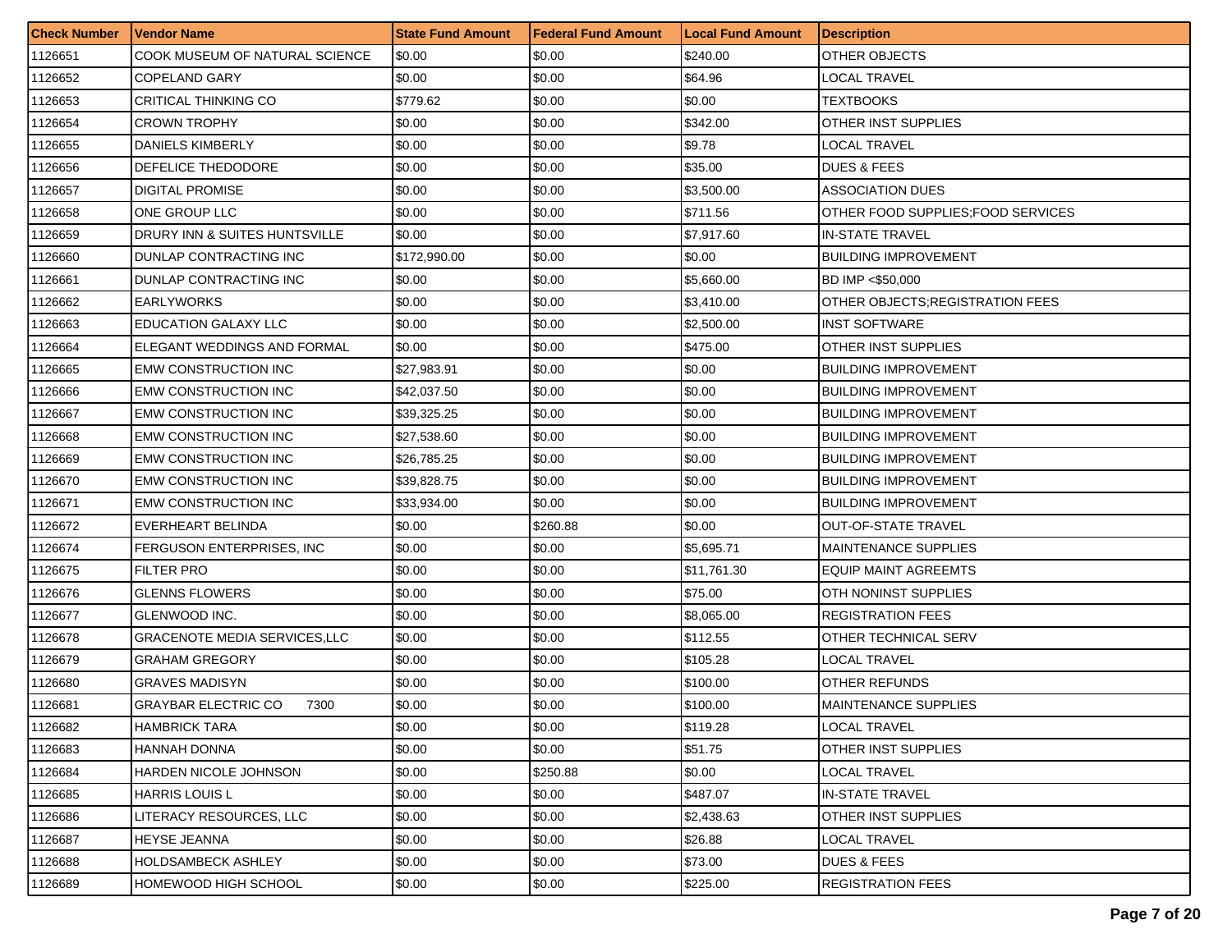| Check Number | Vendor Name | State Fund Amount | Federal Fund Amount | Local Fund Amount | Description |
|---|---|---|---|---|---|
| 1126651 | COOK MUSEUM OF NATURAL SCIENCE | $0.00 | $0.00 | $240.00 | OTHER OBJECTS |
| 1126652 | COPELAND GARY | $0.00 | $0.00 | $64.96 | LOCAL TRAVEL |
| 1126653 | CRITICAL THINKING CO | $779.62 | $0.00 | $0.00 | TEXTBOOKS |
| 1126654 | CROWN TROPHY | $0.00 | $0.00 | $342.00 | OTHER INST SUPPLIES |
| 1126655 | DANIELS KIMBERLY | $0.00 | $0.00 | $9.78 | LOCAL TRAVEL |
| 1126656 | DEFELICE THEDODORE | $0.00 | $0.00 | $35.00 | DUES & FEES |
| 1126657 | DIGITAL PROMISE | $0.00 | $0.00 | $3,500.00 | ASSOCIATION DUES |
| 1126658 | ONE GROUP LLC | $0.00 | $0.00 | $711.56 | OTHER FOOD SUPPLIES;FOOD SERVICES |
| 1126659 | DRURY INN & SUITES HUNTSVILLE | $0.00 | $0.00 | $7,917.60 | IN-STATE TRAVEL |
| 1126660 | DUNLAP CONTRACTING INC | $172,990.00 | $0.00 | $0.00 | BUILDING IMPROVEMENT |
| 1126661 | DUNLAP CONTRACTING INC | $0.00 | $0.00 | $5,660.00 | BD IMP <$50,000 |
| 1126662 | EARLYWORKS | $0.00 | $0.00 | $3,410.00 | OTHER OBJECTS;REGISTRATION FEES |
| 1126663 | EDUCATION GALAXY LLC | $0.00 | $0.00 | $2,500.00 | INST SOFTWARE |
| 1126664 | ELEGANT WEDDINGS AND FORMAL | $0.00 | $0.00 | $475.00 | OTHER INST SUPPLIES |
| 1126665 | EMW CONSTRUCTION INC | $27,983.91 | $0.00 | $0.00 | BUILDING IMPROVEMENT |
| 1126666 | EMW CONSTRUCTION INC | $42,037.50 | $0.00 | $0.00 | BUILDING IMPROVEMENT |
| 1126667 | EMW CONSTRUCTION INC | $39,325.25 | $0.00 | $0.00 | BUILDING IMPROVEMENT |
| 1126668 | EMW CONSTRUCTION INC | $27,538.60 | $0.00 | $0.00 | BUILDING IMPROVEMENT |
| 1126669 | EMW CONSTRUCTION INC | $26,785.25 | $0.00 | $0.00 | BUILDING IMPROVEMENT |
| 1126670 | EMW CONSTRUCTION INC | $39,828.75 | $0.00 | $0.00 | BUILDING IMPROVEMENT |
| 1126671 | EMW CONSTRUCTION INC | $33,934.00 | $0.00 | $0.00 | BUILDING IMPROVEMENT |
| 1126672 | EVERHEART BELINDA | $0.00 | $260.88 | $0.00 | OUT-OF-STATE TRAVEL |
| 1126674 | FERGUSON ENTERPRISES, INC | $0.00 | $0.00 | $5,695.71 | MAINTENANCE SUPPLIES |
| 1126675 | FILTER PRO | $0.00 | $0.00 | $11,761.30 | EQUIP MAINT AGREEMTS |
| 1126676 | GLENNS FLOWERS | $0.00 | $0.00 | $75.00 | OTH NONINST SUPPLIES |
| 1126677 | GLENWOOD INC. | $0.00 | $0.00 | $8,065.00 | REGISTRATION FEES |
| 1126678 | GRACENOTE MEDIA SERVICES,LLC | $0.00 | $0.00 | $112.55 | OTHER TECHNICAL SERV |
| 1126679 | GRAHAM GREGORY | $0.00 | $0.00 | $105.28 | LOCAL TRAVEL |
| 1126680 | GRAVES MADISYN | $0.00 | $0.00 | $100.00 | OTHER REFUNDS |
| 1126681 | GRAYBAR ELECTRIC CO 7300 | $0.00 | $0.00 | $100.00 | MAINTENANCE SUPPLIES |
| 1126682 | HAMBRICK TARA | $0.00 | $0.00 | $119.28 | LOCAL TRAVEL |
| 1126683 | HANNAH DONNA | $0.00 | $0.00 | $51.75 | OTHER INST SUPPLIES |
| 1126684 | HARDEN NICOLE JOHNSON | $0.00 | $250.88 | $0.00 | LOCAL TRAVEL |
| 1126685 | HARRIS LOUIS L | $0.00 | $0.00 | $487.07 | IN-STATE TRAVEL |
| 1126686 | LITERACY RESOURCES, LLC | $0.00 | $0.00 | $2,438.63 | OTHER INST SUPPLIES |
| 1126687 | HEYSE JEANNA | $0.00 | $0.00 | $26.88 | LOCAL TRAVEL |
| 1126688 | HOLDSAMBECK ASHLEY | $0.00 | $0.00 | $73.00 | DUES & FEES |
| 1126689 | HOMEWOOD HIGH SCHOOL | $0.00 | $0.00 | $225.00 | REGISTRATION FEES |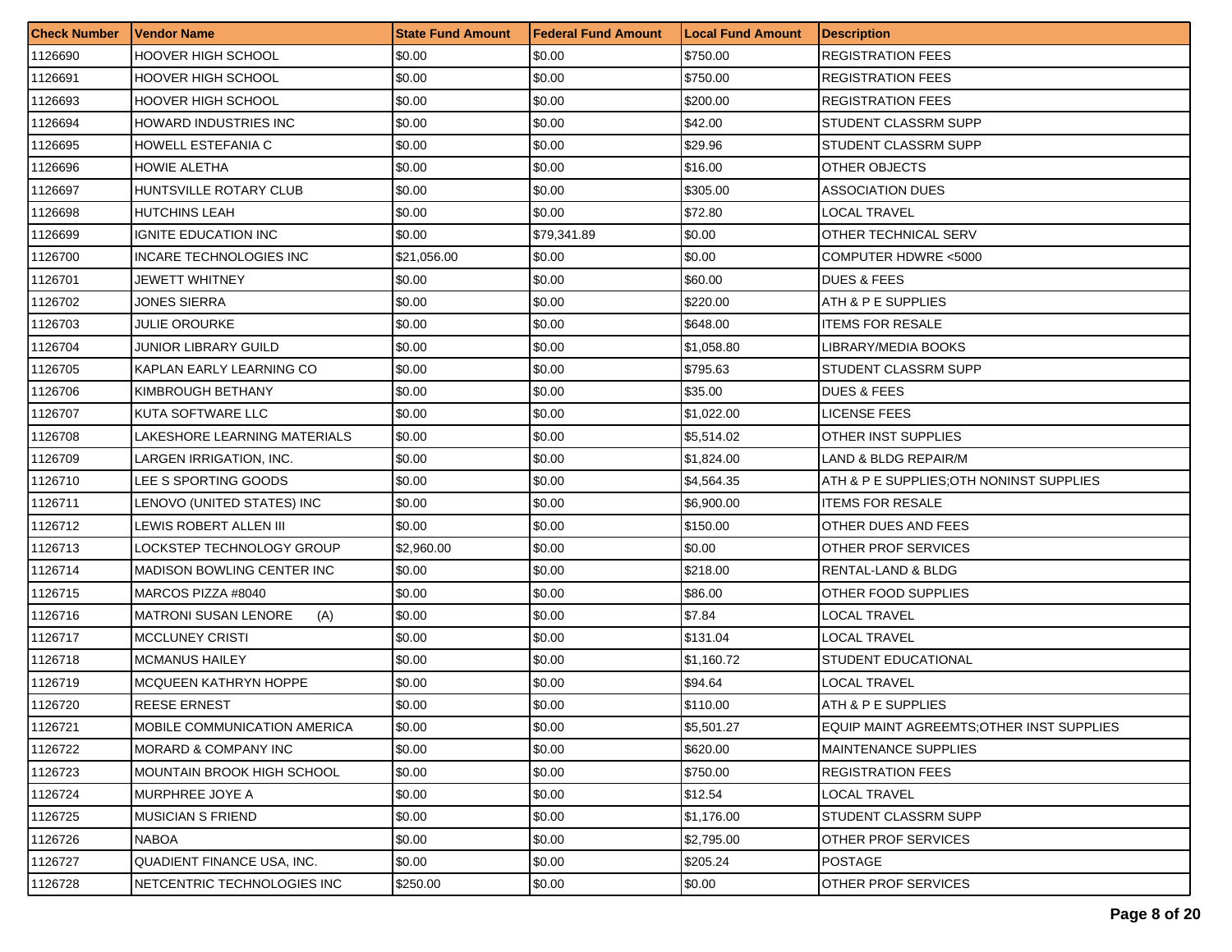| Check Number | Vendor Name | State Fund Amount | Federal Fund Amount | Local Fund Amount | Description |
| --- | --- | --- | --- | --- | --- |
| 1126690 | HOOVER HIGH SCHOOL | $0.00 | $0.00 | $750.00 | REGISTRATION FEES |
| 1126691 | HOOVER HIGH SCHOOL | $0.00 | $0.00 | $750.00 | REGISTRATION FEES |
| 1126693 | HOOVER HIGH SCHOOL | $0.00 | $0.00 | $200.00 | REGISTRATION FEES |
| 1126694 | HOWARD INDUSTRIES INC | $0.00 | $0.00 | $42.00 | STUDENT CLASSRM SUPP |
| 1126695 | HOWELL ESTEFANIA C | $0.00 | $0.00 | $29.96 | STUDENT CLASSRM SUPP |
| 1126696 | HOWIE ALETHA | $0.00 | $0.00 | $16.00 | OTHER OBJECTS |
| 1126697 | HUNTSVILLE ROTARY CLUB | $0.00 | $0.00 | $305.00 | ASSOCIATION DUES |
| 1126698 | HUTCHINS LEAH | $0.00 | $0.00 | $72.80 | LOCAL TRAVEL |
| 1126699 | IGNITE EDUCATION INC | $0.00 | $79,341.89 | $0.00 | OTHER TECHNICAL SERV |
| 1126700 | INCARE TECHNOLOGIES INC | $21,056.00 | $0.00 | $0.00 | COMPUTER HDWRE <5000 |
| 1126701 | JEWETT WHITNEY | $0.00 | $0.00 | $60.00 | DUES & FEES |
| 1126702 | JONES SIERRA | $0.00 | $0.00 | $220.00 | ATH & P E SUPPLIES |
| 1126703 | JULIE OROURKE | $0.00 | $0.00 | $648.00 | ITEMS FOR RESALE |
| 1126704 | JUNIOR LIBRARY GUILD | $0.00 | $0.00 | $1,058.80 | LIBRARY/MEDIA BOOKS |
| 1126705 | KAPLAN EARLY LEARNING CO | $0.00 | $0.00 | $795.63 | STUDENT CLASSRM SUPP |
| 1126706 | KIMBROUGH BETHANY | $0.00 | $0.00 | $35.00 | DUES & FEES |
| 1126707 | KUTA SOFTWARE LLC | $0.00 | $0.00 | $1,022.00 | LICENSE FEES |
| 1126708 | LAKESHORE LEARNING MATERIALS | $0.00 | $0.00 | $5,514.02 | OTHER INST SUPPLIES |
| 1126709 | LARGEN IRRIGATION, INC. | $0.00 | $0.00 | $1,824.00 | LAND & BLDG REPAIR/M |
| 1126710 | LEE S SPORTING GOODS | $0.00 | $0.00 | $4,564.35 | ATH & P E SUPPLIES;OTH NONINST SUPPLIES |
| 1126711 | LENOVO (UNITED STATES) INC | $0.00 | $0.00 | $6,900.00 | ITEMS FOR RESALE |
| 1126712 | LEWIS ROBERT ALLEN III | $0.00 | $0.00 | $150.00 | OTHER DUES AND FEES |
| 1126713 | LOCKSTEP TECHNOLOGY GROUP | $2,960.00 | $0.00 | $0.00 | OTHER PROF SERVICES |
| 1126714 | MADISON BOWLING CENTER INC | $0.00 | $0.00 | $218.00 | RENTAL-LAND & BLDG |
| 1126715 | MARCOS PIZZA #8040 | $0.00 | $0.00 | $86.00 | OTHER FOOD SUPPLIES |
| 1126716 | MATRONI SUSAN LENORE (A) | $0.00 | $0.00 | $7.84 | LOCAL TRAVEL |
| 1126717 | MCCLUNEY CRISTI | $0.00 | $0.00 | $131.04 | LOCAL TRAVEL |
| 1126718 | MCMANUS HAILEY | $0.00 | $0.00 | $1,160.72 | STUDENT EDUCATIONAL |
| 1126719 | MCQUEEN KATHRYN HOPPE | $0.00 | $0.00 | $94.64 | LOCAL TRAVEL |
| 1126720 | REESE ERNEST | $0.00 | $0.00 | $110.00 | ATH & P E SUPPLIES |
| 1126721 | MOBILE COMMUNICATION AMERICA | $0.00 | $0.00 | $5,501.27 | EQUIP MAINT AGREEMTS;OTHER INST SUPPLIES |
| 1126722 | MORARD & COMPANY INC | $0.00 | $0.00 | $620.00 | MAINTENANCE SUPPLIES |
| 1126723 | MOUNTAIN BROOK HIGH SCHOOL | $0.00 | $0.00 | $750.00 | REGISTRATION FEES |
| 1126724 | MURPHREE JOYE A | $0.00 | $0.00 | $12.54 | LOCAL TRAVEL |
| 1126725 | MUSICIAN S FRIEND | $0.00 | $0.00 | $1,176.00 | STUDENT CLASSRM SUPP |
| 1126726 | NABOA | $0.00 | $0.00 | $2,795.00 | OTHER PROF SERVICES |
| 1126727 | QUADIENT FINANCE USA, INC. | $0.00 | $0.00 | $205.24 | POSTAGE |
| 1126728 | NETCENTRIC TECHNOLOGIES INC | $250.00 | $0.00 | $0.00 | OTHER PROF SERVICES |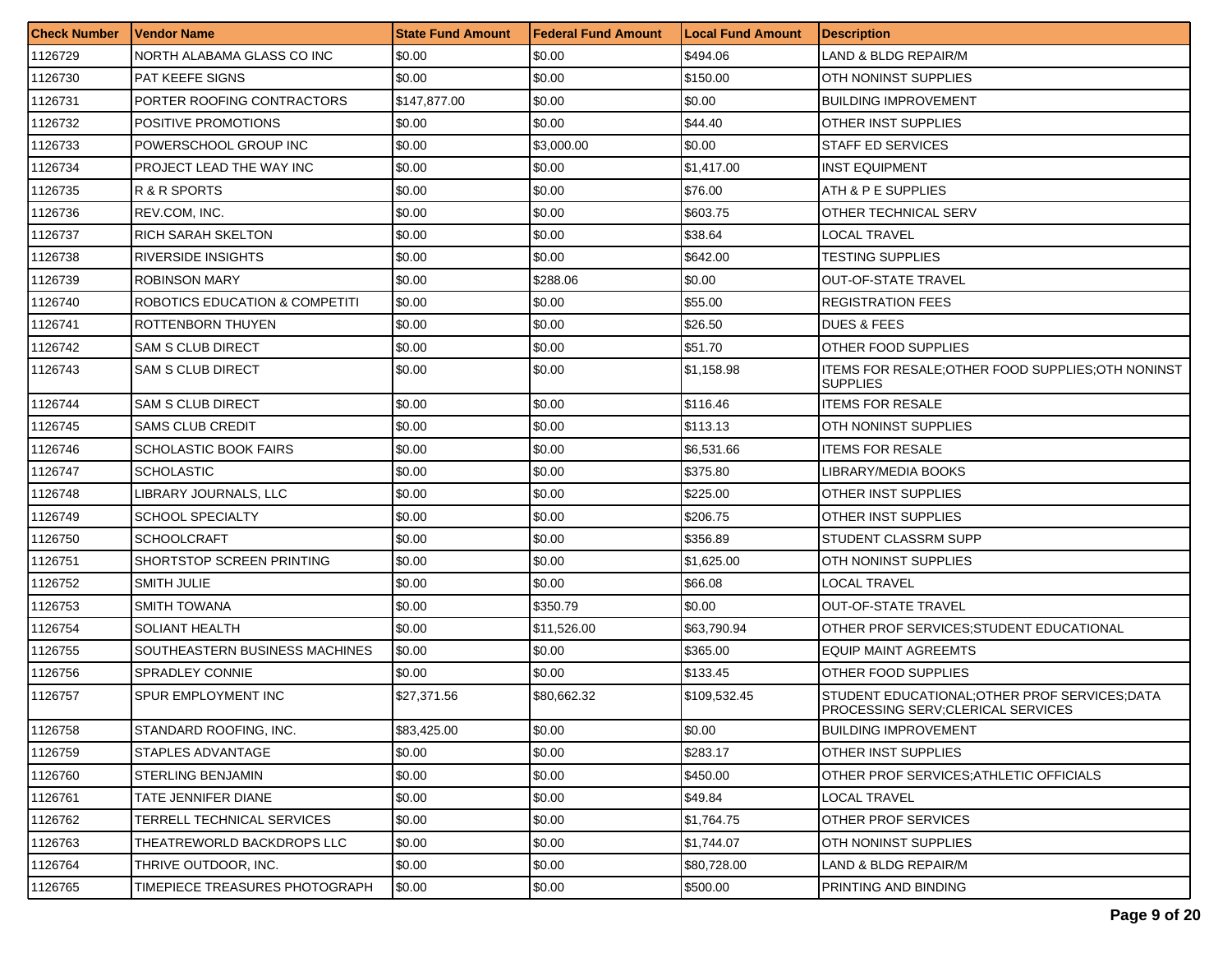| Check Number | Vendor Name | State Fund Amount | Federal Fund Amount | Local Fund Amount | Description |
|---|---|---|---|---|---|
| 1126729 | NORTH ALABAMA GLASS CO INC | $0.00 | $0.00 | $494.06 | LAND & BLDG REPAIR/M |
| 1126730 | PAT KEEFE SIGNS | $0.00 | $0.00 | $150.00 | OTH NONINST SUPPLIES |
| 1126731 | PORTER ROOFING CONTRACTORS | $147,877.00 | $0.00 | $0.00 | BUILDING IMPROVEMENT |
| 1126732 | POSITIVE PROMOTIONS | $0.00 | $0.00 | $44.40 | OTHER INST SUPPLIES |
| 1126733 | POWERSCHOOL GROUP INC | $0.00 | $3,000.00 | $0.00 | STAFF ED SERVICES |
| 1126734 | PROJECT LEAD THE WAY INC | $0.00 | $0.00 | $1,417.00 | INST EQUIPMENT |
| 1126735 | R & R SPORTS | $0.00 | $0.00 | $76.00 | ATH & P E SUPPLIES |
| 1126736 | REV.COM, INC. | $0.00 | $0.00 | $603.75 | OTHER TECHNICAL SERV |
| 1126737 | RICH SARAH SKELTON | $0.00 | $0.00 | $38.64 | LOCAL TRAVEL |
| 1126738 | RIVERSIDE INSIGHTS | $0.00 | $0.00 | $642.00 | TESTING SUPPLIES |
| 1126739 | ROBINSON MARY | $0.00 | $288.06 | $0.00 | OUT-OF-STATE TRAVEL |
| 1126740 | ROBOTICS EDUCATION & COMPETITI | $0.00 | $0.00 | $55.00 | REGISTRATION FEES |
| 1126741 | ROTTENBORN THUYEN | $0.00 | $0.00 | $26.50 | DUES & FEES |
| 1126742 | SAM S CLUB DIRECT | $0.00 | $0.00 | $51.70 | OTHER FOOD SUPPLIES |
| 1126743 | SAM S CLUB DIRECT | $0.00 | $0.00 | $1,158.98 | ITEMS FOR RESALE;OTHER FOOD SUPPLIES;OTH NONINST SUPPLIES |
| 1126744 | SAM S CLUB DIRECT | $0.00 | $0.00 | $116.46 | ITEMS FOR RESALE |
| 1126745 | SAMS CLUB CREDIT | $0.00 | $0.00 | $113.13 | OTH NONINST SUPPLIES |
| 1126746 | SCHOLASTIC BOOK FAIRS | $0.00 | $0.00 | $6,531.66 | ITEMS FOR RESALE |
| 1126747 | SCHOLASTIC | $0.00 | $0.00 | $375.80 | LIBRARY/MEDIA BOOKS |
| 1126748 | LIBRARY JOURNALS, LLC | $0.00 | $0.00 | $225.00 | OTHER INST SUPPLIES |
| 1126749 | SCHOOL SPECIALTY | $0.00 | $0.00 | $206.75 | OTHER INST SUPPLIES |
| 1126750 | SCHOOLCRAFT | $0.00 | $0.00 | $356.89 | STUDENT CLASSRM SUPP |
| 1126751 | SHORTSTOP SCREEN PRINTING | $0.00 | $0.00 | $1,625.00 | OTH NONINST SUPPLIES |
| 1126752 | SMITH JULIE | $0.00 | $0.00 | $66.08 | LOCAL TRAVEL |
| 1126753 | SMITH TOWANA | $0.00 | $350.79 | $0.00 | OUT-OF-STATE TRAVEL |
| 1126754 | SOLIANT HEALTH | $0.00 | $11,526.00 | $63,790.94 | OTHER PROF SERVICES;STUDENT EDUCATIONAL |
| 1126755 | SOUTHEASTERN BUSINESS MACHINES | $0.00 | $0.00 | $365.00 | EQUIP MAINT AGREEMTS |
| 1126756 | SPRADLEY CONNIE | $0.00 | $0.00 | $133.45 | OTHER FOOD SUPPLIES |
| 1126757 | SPUR EMPLOYMENT INC | $27,371.56 | $80,662.32 | $109,532.45 | STUDENT EDUCATIONAL;OTHER PROF SERVICES;DATA PROCESSING SERV;CLERICAL SERVICES |
| 1126758 | STANDARD ROOFING, INC. | $83,425.00 | $0.00 | $0.00 | BUILDING IMPROVEMENT |
| 1126759 | STAPLES ADVANTAGE | $0.00 | $0.00 | $283.17 | OTHER INST SUPPLIES |
| 1126760 | STERLING BENJAMIN | $0.00 | $0.00 | $450.00 | OTHER PROF SERVICES;ATHLETIC OFFICIALS |
| 1126761 | TATE JENNIFER DIANE | $0.00 | $0.00 | $49.84 | LOCAL TRAVEL |
| 1126762 | TERRELL TECHNICAL SERVICES | $0.00 | $0.00 | $1,764.75 | OTHER PROF SERVICES |
| 1126763 | THEATREWORLD BACKDROPS LLC | $0.00 | $0.00 | $1,744.07 | OTH NONINST SUPPLIES |
| 1126764 | THRIVE OUTDOOR, INC. | $0.00 | $0.00 | $80,728.00 | LAND & BLDG REPAIR/M |
| 1126765 | TIMEPIECE TREASURES PHOTOGRAPH | $0.00 | $0.00 | $500.00 | PRINTING AND BINDING |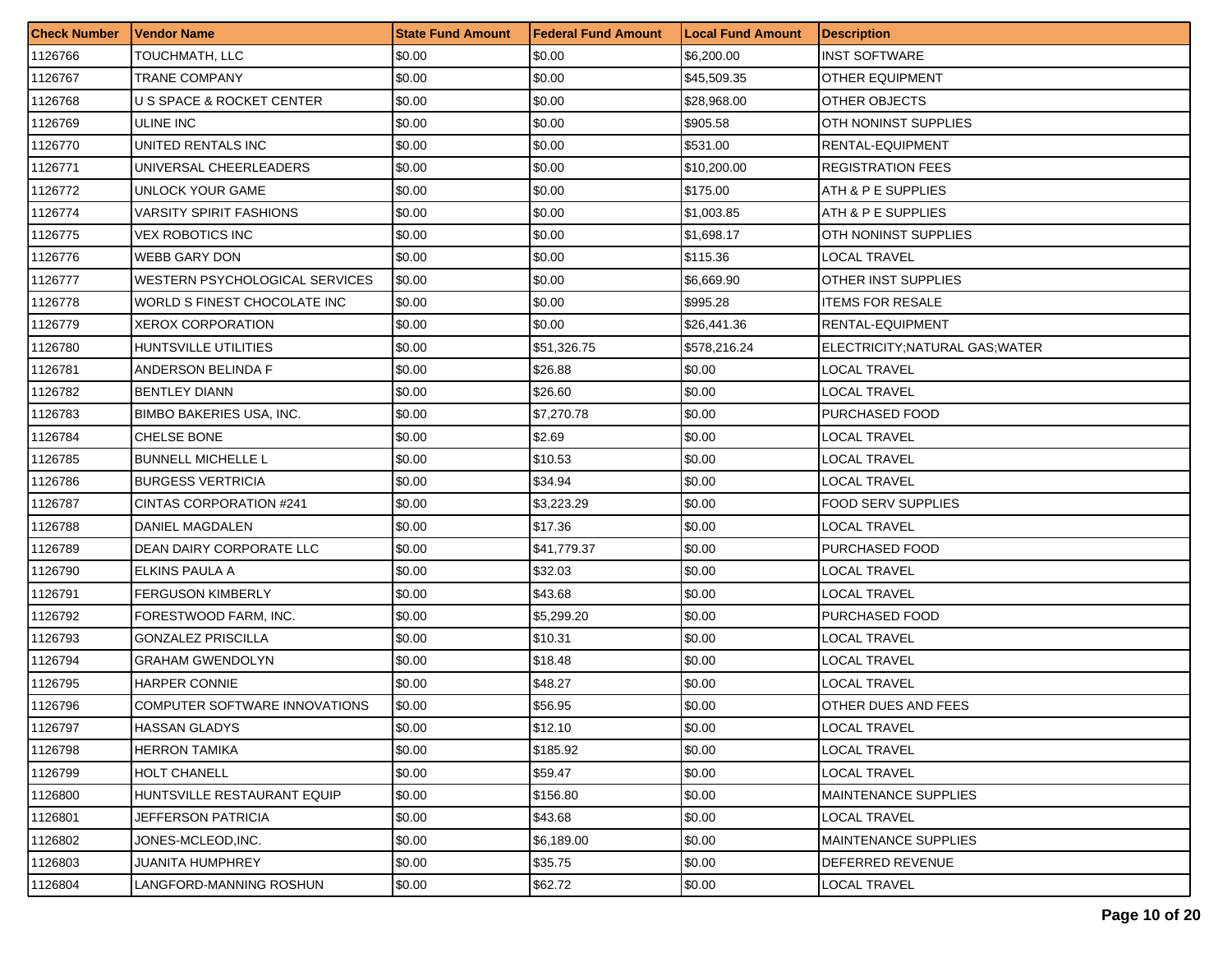| Check Number | Vendor Name | State Fund Amount | Federal Fund Amount | Local Fund Amount | Description |
| --- | --- | --- | --- | --- | --- |
| 1126766 | TOUCHMATH, LLC | $0.00 | $0.00 | $6,200.00 | INST SOFTWARE |
| 1126767 | TRANE COMPANY | $0.00 | $0.00 | $45,509.35 | OTHER EQUIPMENT |
| 1126768 | U S SPACE & ROCKET CENTER | $0.00 | $0.00 | $28,968.00 | OTHER OBJECTS |
| 1126769 | ULINE INC | $0.00 | $0.00 | $905.58 | OTH NONINST SUPPLIES |
| 1126770 | UNITED RENTALS INC | $0.00 | $0.00 | $531.00 | RENTAL-EQUIPMENT |
| 1126771 | UNIVERSAL CHEERLEADERS | $0.00 | $0.00 | $10,200.00 | REGISTRATION FEES |
| 1126772 | UNLOCK YOUR GAME | $0.00 | $0.00 | $175.00 | ATH & P E SUPPLIES |
| 1126774 | VARSITY SPIRIT FASHIONS | $0.00 | $0.00 | $1,003.85 | ATH & P E SUPPLIES |
| 1126775 | VEX ROBOTICS INC | $0.00 | $0.00 | $1,698.17 | OTH NONINST SUPPLIES |
| 1126776 | WEBB GARY DON | $0.00 | $0.00 | $115.36 | LOCAL TRAVEL |
| 1126777 | WESTERN PSYCHOLOGICAL SERVICES | $0.00 | $0.00 | $6,669.90 | OTHER INST SUPPLIES |
| 1126778 | WORLD S FINEST CHOCOLATE INC | $0.00 | $0.00 | $995.28 | ITEMS FOR RESALE |
| 1126779 | XEROX CORPORATION | $0.00 | $0.00 | $26,441.36 | RENTAL-EQUIPMENT |
| 1126780 | HUNTSVILLE UTILITIES | $0.00 | $51,326.75 | $578,216.24 | ELECTRICITY;NATURAL GAS;WATER |
| 1126781 | ANDERSON BELINDA F | $0.00 | $26.88 | $0.00 | LOCAL TRAVEL |
| 1126782 | BENTLEY DIANN | $0.00 | $26.60 | $0.00 | LOCAL TRAVEL |
| 1126783 | BIMBO BAKERIES USA, INC. | $0.00 | $7,270.78 | $0.00 | PURCHASED FOOD |
| 1126784 | CHELSE BONE | $0.00 | $2.69 | $0.00 | LOCAL TRAVEL |
| 1126785 | BUNNELL MICHELLE L | $0.00 | $10.53 | $0.00 | LOCAL TRAVEL |
| 1126786 | BURGESS VERTRICIA | $0.00 | $34.94 | $0.00 | LOCAL TRAVEL |
| 1126787 | CINTAS CORPORATION #241 | $0.00 | $3,223.29 | $0.00 | FOOD SERV SUPPLIES |
| 1126788 | DANIEL MAGDALEN | $0.00 | $17.36 | $0.00 | LOCAL TRAVEL |
| 1126789 | DEAN DAIRY CORPORATE LLC | $0.00 | $41,779.37 | $0.00 | PURCHASED FOOD |
| 1126790 | ELKINS PAULA A | $0.00 | $32.03 | $0.00 | LOCAL TRAVEL |
| 1126791 | FERGUSON KIMBERLY | $0.00 | $43.68 | $0.00 | LOCAL TRAVEL |
| 1126792 | FORESTWOOD FARM, INC. | $0.00 | $5,299.20 | $0.00 | PURCHASED FOOD |
| 1126793 | GONZALEZ PRISCILLA | $0.00 | $10.31 | $0.00 | LOCAL TRAVEL |
| 1126794 | GRAHAM GWENDOLYN | $0.00 | $18.48 | $0.00 | LOCAL TRAVEL |
| 1126795 | HARPER CONNIE | $0.00 | $48.27 | $0.00 | LOCAL TRAVEL |
| 1126796 | COMPUTER SOFTWARE INNOVATIONS | $0.00 | $56.95 | $0.00 | OTHER DUES AND FEES |
| 1126797 | HASSAN GLADYS | $0.00 | $12.10 | $0.00 | LOCAL TRAVEL |
| 1126798 | HERRON TAMIKA | $0.00 | $185.92 | $0.00 | LOCAL TRAVEL |
| 1126799 | HOLT CHANELL | $0.00 | $59.47 | $0.00 | LOCAL TRAVEL |
| 1126800 | HUNTSVILLE RESTAURANT EQUIP | $0.00 | $156.80 | $0.00 | MAINTENANCE SUPPLIES |
| 1126801 | JEFFERSON PATRICIA | $0.00 | $43.68 | $0.00 | LOCAL TRAVEL |
| 1126802 | JONES-MCLEOD,INC. | $0.00 | $6,189.00 | $0.00 | MAINTENANCE SUPPLIES |
| 1126803 | JUANITA HUMPHREY | $0.00 | $35.75 | $0.00 | DEFERRED REVENUE |
| 1126804 | LANGFORD-MANNING ROSHUN | $0.00 | $62.72 | $0.00 | LOCAL TRAVEL |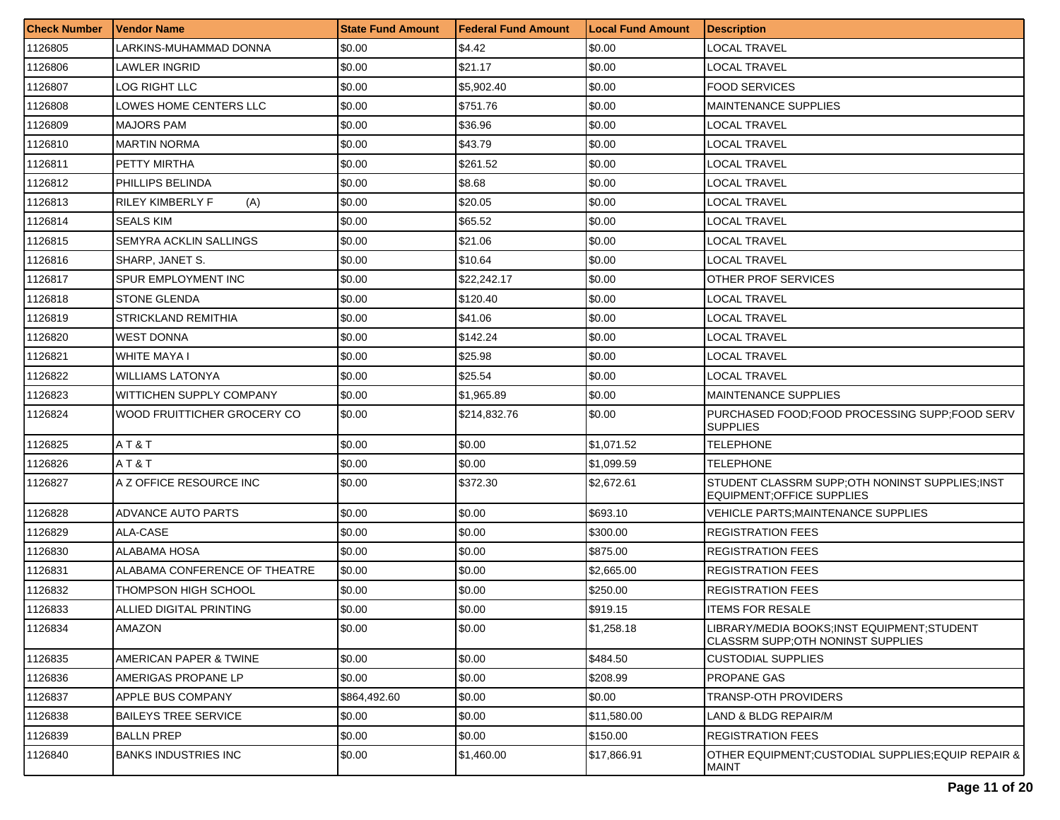| Check Number | Vendor Name | State Fund Amount | Federal Fund Amount | Local Fund Amount | Description |
|---|---|---|---|---|---|
| 1126805 | LARKINS-MUHAMMAD DONNA | $0.00 | $4.42 | $0.00 | LOCAL TRAVEL |
| 1126806 | LAWLER INGRID | $0.00 | $21.17 | $0.00 | LOCAL TRAVEL |
| 1126807 | LOG RIGHT LLC | $0.00 | $5,902.40 | $0.00 | FOOD SERVICES |
| 1126808 | LOWES HOME CENTERS LLC | $0.00 | $751.76 | $0.00 | MAINTENANCE SUPPLIES |
| 1126809 | MAJORS PAM | $0.00 | $36.96 | $0.00 | LOCAL TRAVEL |
| 1126810 | MARTIN NORMA | $0.00 | $43.79 | $0.00 | LOCAL TRAVEL |
| 1126811 | PETTY MIRTHA | $0.00 | $261.52 | $0.00 | LOCAL TRAVEL |
| 1126812 | PHILLIPS BELINDA | $0.00 | $8.68 | $0.00 | LOCAL TRAVEL |
| 1126813 | RILEY KIMBERLY F (A) | $0.00 | $20.05 | $0.00 | LOCAL TRAVEL |
| 1126814 | SEALS KIM | $0.00 | $65.52 | $0.00 | LOCAL TRAVEL |
| 1126815 | SEMYRA ACKLIN SALLINGS | $0.00 | $21.06 | $0.00 | LOCAL TRAVEL |
| 1126816 | SHARP, JANET S. | $0.00 | $10.64 | $0.00 | LOCAL TRAVEL |
| 1126817 | SPUR EMPLOYMENT INC | $0.00 | $22,242.17 | $0.00 | OTHER PROF SERVICES |
| 1126818 | STONE GLENDA | $0.00 | $120.40 | $0.00 | LOCAL TRAVEL |
| 1126819 | STRICKLAND REMITHIA | $0.00 | $41.06 | $0.00 | LOCAL TRAVEL |
| 1126820 | WEST DONNA | $0.00 | $142.24 | $0.00 | LOCAL TRAVEL |
| 1126821 | WHITE MAYA I | $0.00 | $25.98 | $0.00 | LOCAL TRAVEL |
| 1126822 | WILLIAMS LATONYA | $0.00 | $25.54 | $0.00 | LOCAL TRAVEL |
| 1126823 | WITTICHEN SUPPLY COMPANY | $0.00 | $1,965.89 | $0.00 | MAINTENANCE SUPPLIES |
| 1126824 | WOOD FRUITTICHER GROCERY CO | $0.00 | $214,832.76 | $0.00 | PURCHASED FOOD;FOOD PROCESSING SUPP;FOOD SERV SUPPLIES |
| 1126825 | A T & T | $0.00 | $0.00 | $1,071.52 | TELEPHONE |
| 1126826 | A T & T | $0.00 | $0.00 | $1,099.59 | TELEPHONE |
| 1126827 | A Z OFFICE RESOURCE INC | $0.00 | $372.30 | $2,672.61 | STUDENT CLASSRM SUPP;OTH NONINST SUPPLIES;INST EQUIPMENT;OFFICE SUPPLIES |
| 1126828 | ADVANCE AUTO PARTS | $0.00 | $0.00 | $693.10 | VEHICLE PARTS;MAINTENANCE SUPPLIES |
| 1126829 | ALA-CASE | $0.00 | $0.00 | $300.00 | REGISTRATION FEES |
| 1126830 | ALABAMA HOSA | $0.00 | $0.00 | $875.00 | REGISTRATION FEES |
| 1126831 | ALABAMA CONFERENCE OF THEATRE | $0.00 | $0.00 | $2,665.00 | REGISTRATION FEES |
| 1126832 | THOMPSON HIGH SCHOOL | $0.00 | $0.00 | $250.00 | REGISTRATION FEES |
| 1126833 | ALLIED DIGITAL PRINTING | $0.00 | $0.00 | $919.15 | ITEMS FOR RESALE |
| 1126834 | AMAZON | $0.00 | $0.00 | $1,258.18 | LIBRARY/MEDIA BOOKS;INST EQUIPMENT;STUDENT CLASSRM SUPP;OTH NONINST SUPPLIES |
| 1126835 | AMERICAN PAPER & TWINE | $0.00 | $0.00 | $484.50 | CUSTODIAL SUPPLIES |
| 1126836 | AMERIGAS PROPANE LP | $0.00 | $0.00 | $208.99 | PROPANE GAS |
| 1126837 | APPLE BUS COMPANY | $864,492.60 | $0.00 | $0.00 | TRANSP-OTH PROVIDERS |
| 1126838 | BAILEYS TREE SERVICE | $0.00 | $0.00 | $11,580.00 | LAND & BLDG REPAIR/M |
| 1126839 | BALLN PREP | $0.00 | $0.00 | $150.00 | REGISTRATION FEES |
| 1126840 | BANKS INDUSTRIES INC | $0.00 | $1,460.00 | $17,866.91 | OTHER EQUIPMENT;CUSTODIAL SUPPLIES;EQUIP REPAIR & MAINT |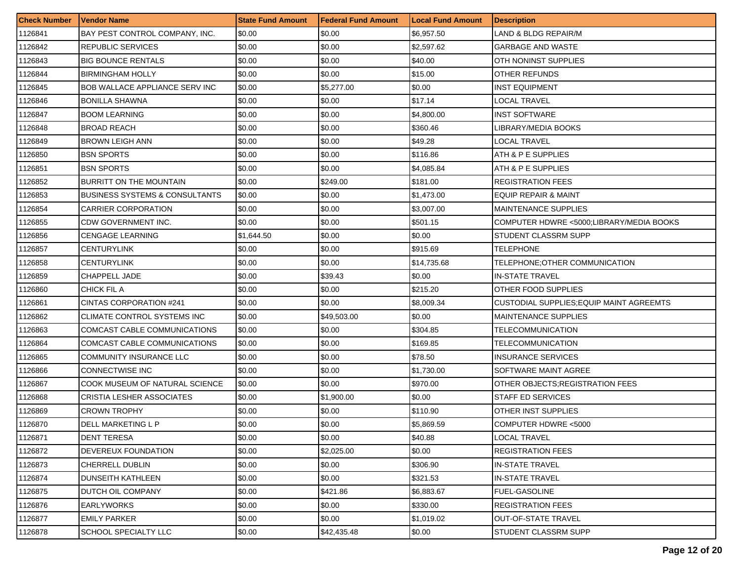| Check Number | Vendor Name | State Fund Amount | Federal Fund Amount | Local Fund Amount | Description |
|---|---|---|---|---|---|
| 1126841 | BAY PEST CONTROL COMPANY, INC. | $0.00 | $0.00 | $6,957.50 | LAND & BLDG REPAIR/M |
| 1126842 | REPUBLIC SERVICES | $0.00 | $0.00 | $2,597.62 | GARBAGE AND WASTE |
| 1126843 | BIG BOUNCE RENTALS | $0.00 | $0.00 | $40.00 | OTH NONINST SUPPLIES |
| 1126844 | BIRMINGHAM HOLLY | $0.00 | $0.00 | $15.00 | OTHER REFUNDS |
| 1126845 | BOB WALLACE APPLIANCE SERV INC | $0.00 | $5,277.00 | $0.00 | INST EQUIPMENT |
| 1126846 | BONILLA SHAWNA | $0.00 | $0.00 | $17.14 | LOCAL TRAVEL |
| 1126847 | BOOM LEARNING | $0.00 | $0.00 | $4,800.00 | INST SOFTWARE |
| 1126848 | BROAD REACH | $0.00 | $0.00 | $360.46 | LIBRARY/MEDIA BOOKS |
| 1126849 | BROWN LEIGH ANN | $0.00 | $0.00 | $49.28 | LOCAL TRAVEL |
| 1126850 | BSN SPORTS | $0.00 | $0.00 | $116.86 | ATH & P E SUPPLIES |
| 1126851 | BSN SPORTS | $0.00 | $0.00 | $4,085.84 | ATH & P E SUPPLIES |
| 1126852 | BURRITT ON THE MOUNTAIN | $0.00 | $249.00 | $181.00 | REGISTRATION FEES |
| 1126853 | BUSINESS SYSTEMS & CONSULTANTS | $0.00 | $0.00 | $1,473.00 | EQUIP REPAIR & MAINT |
| 1126854 | CARRIER CORPORATION | $0.00 | $0.00 | $3,007.00 | MAINTENANCE SUPPLIES |
| 1126855 | CDW GOVERNMENT INC. | $0.00 | $0.00 | $501.15 | COMPUTER HDWRE <5000;LIBRARY/MEDIA BOOKS |
| 1126856 | CENGAGE LEARNING | $1,644.50 | $0.00 | $0.00 | STUDENT CLASSRM SUPP |
| 1126857 | CENTURYLINK | $0.00 | $0.00 | $915.69 | TELEPHONE |
| 1126858 | CENTURYLINK | $0.00 | $0.00 | $14,735.68 | TELEPHONE;OTHER COMMUNICATION |
| 1126859 | CHAPPELL JADE | $0.00 | $39.43 | $0.00 | IN-STATE TRAVEL |
| 1126860 | CHICK FIL A | $0.00 | $0.00 | $215.20 | OTHER FOOD SUPPLIES |
| 1126861 | CINTAS CORPORATION #241 | $0.00 | $0.00 | $8,009.34 | CUSTODIAL SUPPLIES;EQUIP MAINT AGREEMTS |
| 1126862 | CLIMATE CONTROL SYSTEMS INC | $0.00 | $49,503.00 | $0.00 | MAINTENANCE SUPPLIES |
| 1126863 | COMCAST CABLE COMMUNICATIONS | $0.00 | $0.00 | $304.85 | TELECOMMUNICATION |
| 1126864 | COMCAST CABLE COMMUNICATIONS | $0.00 | $0.00 | $169.85 | TELECOMMUNICATION |
| 1126865 | COMMUNITY INSURANCE LLC | $0.00 | $0.00 | $78.50 | INSURANCE SERVICES |
| 1126866 | CONNECTWISE INC | $0.00 | $0.00 | $1,730.00 | SOFTWARE MAINT AGREE |
| 1126867 | COOK MUSEUM OF NATURAL SCIENCE | $0.00 | $0.00 | $970.00 | OTHER OBJECTS;REGISTRATION FEES |
| 1126868 | CRISTIA LESHER ASSOCIATES | $0.00 | $1,900.00 | $0.00 | STAFF ED SERVICES |
| 1126869 | CROWN TROPHY | $0.00 | $0.00 | $110.90 | OTHER INST SUPPLIES |
| 1126870 | DELL MARKETING L P | $0.00 | $0.00 | $5,869.59 | COMPUTER HDWRE <5000 |
| 1126871 | DENT TERESA | $0.00 | $0.00 | $40.88 | LOCAL TRAVEL |
| 1126872 | DEVEREUX FOUNDATION | $0.00 | $2,025.00 | $0.00 | REGISTRATION FEES |
| 1126873 | CHERRELL DUBLIN | $0.00 | $0.00 | $306.90 | IN-STATE TRAVEL |
| 1126874 | DUNSEITH KATHLEEN | $0.00 | $0.00 | $321.53 | IN-STATE TRAVEL |
| 1126875 | DUTCH OIL COMPANY | $0.00 | $421.86 | $6,883.67 | FUEL-GASOLINE |
| 1126876 | EARLYWORKS | $0.00 | $0.00 | $330.00 | REGISTRATION FEES |
| 1126877 | EMILY PARKER | $0.00 | $0.00 | $1,019.02 | OUT-OF-STATE TRAVEL |
| 1126878 | SCHOOL SPECIALTY LLC | $0.00 | $42,435.48 | $0.00 | STUDENT CLASSRM SUPP |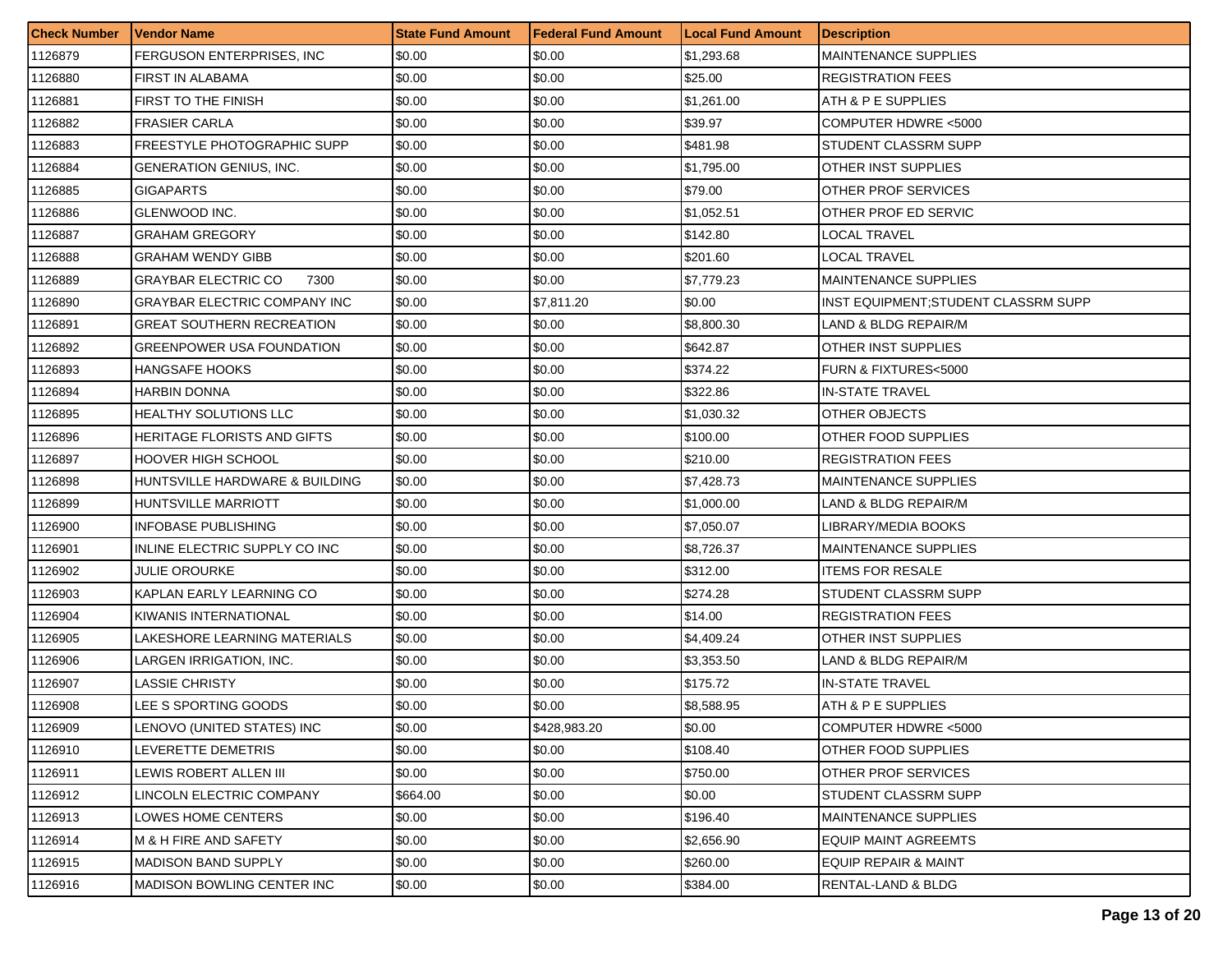| Check Number | Vendor Name | State Fund Amount | Federal Fund Amount | Local Fund Amount | Description |
|---|---|---|---|---|---|
| 1126879 | FERGUSON ENTERPRISES, INC | $0.00 | $0.00 | $1,293.68 | MAINTENANCE SUPPLIES |
| 1126880 | FIRST IN ALABAMA | $0.00 | $0.00 | $25.00 | REGISTRATION FEES |
| 1126881 | FIRST TO THE FINISH | $0.00 | $0.00 | $1,261.00 | ATH & P E SUPPLIES |
| 1126882 | FRASIER CARLA | $0.00 | $0.00 | $39.97 | COMPUTER HDWRE <5000 |
| 1126883 | FREESTYLE PHOTOGRAPHIC SUPP | $0.00 | $0.00 | $481.98 | STUDENT CLASSRM SUPP |
| 1126884 | GENERATION GENIUS, INC. | $0.00 | $0.00 | $1,795.00 | OTHER INST SUPPLIES |
| 1126885 | GIGAPARTS | $0.00 | $0.00 | $79.00 | OTHER PROF SERVICES |
| 1126886 | GLENWOOD INC. | $0.00 | $0.00 | $1,052.51 | OTHER PROF ED SERVIC |
| 1126887 | GRAHAM GREGORY | $0.00 | $0.00 | $142.80 | LOCAL TRAVEL |
| 1126888 | GRAHAM WENDY GIBB | $0.00 | $0.00 | $201.60 | LOCAL TRAVEL |
| 1126889 | GRAYBAR ELECTRIC CO 7300 | $0.00 | $0.00 | $7,779.23 | MAINTENANCE SUPPLIES |
| 1126890 | GRAYBAR ELECTRIC COMPANY INC | $0.00 | $7,811.20 | $0.00 | INST EQUIPMENT;STUDENT CLASSRM SUPP |
| 1126891 | GREAT SOUTHERN RECREATION | $0.00 | $0.00 | $8,800.30 | LAND & BLDG REPAIR/M |
| 1126892 | GREENPOWER USA FOUNDATION | $0.00 | $0.00 | $642.87 | OTHER INST SUPPLIES |
| 1126893 | HANGSAFE HOOKS | $0.00 | $0.00 | $374.22 | FURN & FIXTURES<5000 |
| 1126894 | HARBIN DONNA | $0.00 | $0.00 | $322.86 | IN-STATE TRAVEL |
| 1126895 | HEALTHY SOLUTIONS LLC | $0.00 | $0.00 | $1,030.32 | OTHER OBJECTS |
| 1126896 | HERITAGE FLORISTS AND GIFTS | $0.00 | $0.00 | $100.00 | OTHER FOOD SUPPLIES |
| 1126897 | HOOVER HIGH SCHOOL | $0.00 | $0.00 | $210.00 | REGISTRATION FEES |
| 1126898 | HUNTSVILLE HARDWARE & BUILDING | $0.00 | $0.00 | $7,428.73 | MAINTENANCE SUPPLIES |
| 1126899 | HUNTSVILLE MARRIOTT | $0.00 | $0.00 | $1,000.00 | LAND & BLDG REPAIR/M |
| 1126900 | INFOBASE PUBLISHING | $0.00 | $0.00 | $7,050.07 | LIBRARY/MEDIA BOOKS |
| 1126901 | INLINE ELECTRIC SUPPLY CO INC | $0.00 | $0.00 | $8,726.37 | MAINTENANCE SUPPLIES |
| 1126902 | JULIE OROURKE | $0.00 | $0.00 | $312.00 | ITEMS FOR RESALE |
| 1126903 | KAPLAN EARLY LEARNING CO | $0.00 | $0.00 | $274.28 | STUDENT CLASSRM SUPP |
| 1126904 | KIWANIS INTERNATIONAL | $0.00 | $0.00 | $14.00 | REGISTRATION FEES |
| 1126905 | LAKESHORE LEARNING MATERIALS | $0.00 | $0.00 | $4,409.24 | OTHER INST SUPPLIES |
| 1126906 | LARGEN IRRIGATION, INC. | $0.00 | $0.00 | $3,353.50 | LAND & BLDG REPAIR/M |
| 1126907 | LASSIE CHRISTY | $0.00 | $0.00 | $175.72 | IN-STATE TRAVEL |
| 1126908 | LEE S SPORTING GOODS | $0.00 | $0.00 | $8,588.95 | ATH & P E SUPPLIES |
| 1126909 | LENOVO (UNITED STATES) INC | $0.00 | $428,983.20 | $0.00 | COMPUTER HDWRE <5000 |
| 1126910 | LEVERETTE DEMETRIS | $0.00 | $0.00 | $108.40 | OTHER FOOD SUPPLIES |
| 1126911 | LEWIS ROBERT ALLEN III | $0.00 | $0.00 | $750.00 | OTHER PROF SERVICES |
| 1126912 | LINCOLN ELECTRIC COMPANY | $664.00 | $0.00 | $0.00 | STUDENT CLASSRM SUPP |
| 1126913 | LOWES HOME CENTERS | $0.00 | $0.00 | $196.40 | MAINTENANCE SUPPLIES |
| 1126914 | M & H FIRE AND SAFETY | $0.00 | $0.00 | $2,656.90 | EQUIP MAINT AGREEMTS |
| 1126915 | MADISON BAND SUPPLY | $0.00 | $0.00 | $260.00 | EQUIP REPAIR & MAINT |
| 1126916 | MADISON BOWLING CENTER INC | $0.00 | $0.00 | $384.00 | RENTAL-LAND & BLDG |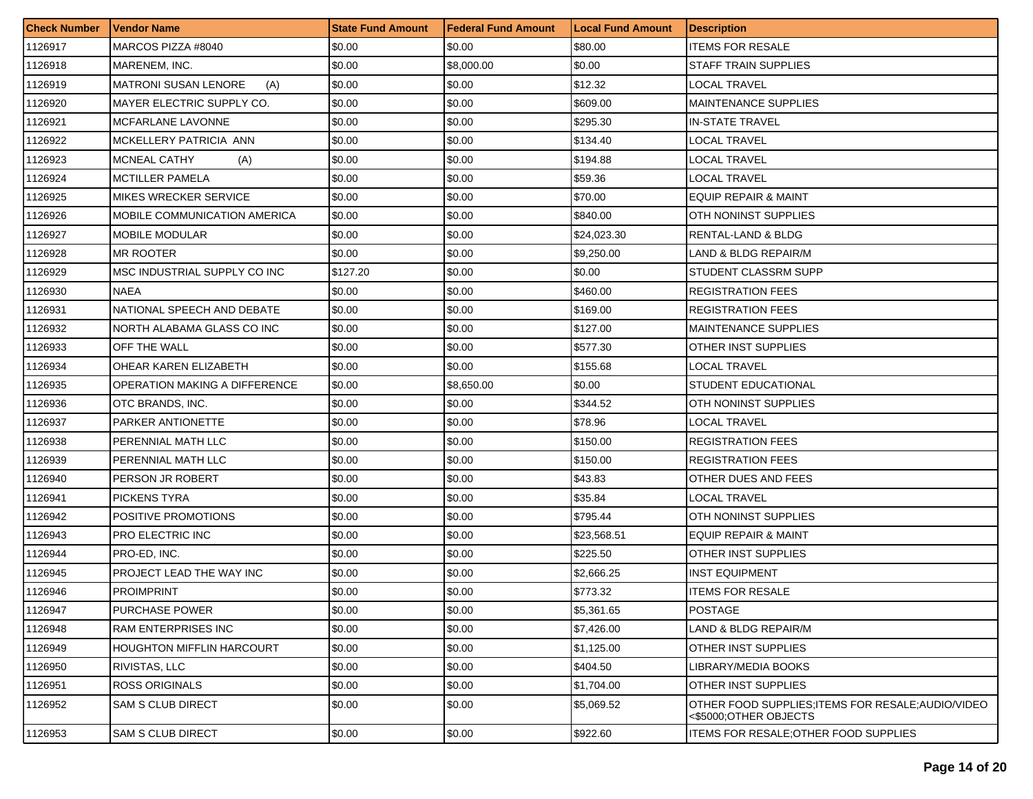| Check Number | Vendor Name | State Fund Amount | Federal Fund Amount | Local Fund Amount | Description |
| --- | --- | --- | --- | --- | --- |
| 1126917 | MARCOS PIZZA #8040 | $0.00 | $0.00 | $80.00 | ITEMS FOR RESALE |
| 1126918 | MARENEM, INC. | $0.00 | $8,000.00 | $0.00 | STAFF TRAIN SUPPLIES |
| 1126919 | MATRONI SUSAN LENORE (A) | $0.00 | $0.00 | $12.32 | LOCAL TRAVEL |
| 1126920 | MAYER ELECTRIC SUPPLY CO. | $0.00 | $0.00 | $609.00 | MAINTENANCE SUPPLIES |
| 1126921 | MCFARLANE LAVONNE | $0.00 | $0.00 | $295.30 | IN-STATE TRAVEL |
| 1126922 | MCKELLERY PATRICIA ANN | $0.00 | $0.00 | $134.40 | LOCAL TRAVEL |
| 1126923 | MCNEAL CATHY (A) | $0.00 | $0.00 | $194.88 | LOCAL TRAVEL |
| 1126924 | MCTILLER PAMELA | $0.00 | $0.00 | $59.36 | LOCAL TRAVEL |
| 1126925 | MIKES WRECKER SERVICE | $0.00 | $0.00 | $70.00 | EQUIP REPAIR & MAINT |
| 1126926 | MOBILE COMMUNICATION AMERICA | $0.00 | $0.00 | $840.00 | OTH NONINST SUPPLIES |
| 1126927 | MOBILE MODULAR | $0.00 | $0.00 | $24,023.30 | RENTAL-LAND & BLDG |
| 1126928 | MR ROOTER | $0.00 | $0.00 | $9,250.00 | LAND & BLDG REPAIR/M |
| 1126929 | MSC INDUSTRIAL SUPPLY CO INC | $127.20 | $0.00 | $0.00 | STUDENT CLASSRM SUPP |
| 1126930 | NAEA | $0.00 | $0.00 | $460.00 | REGISTRATION FEES |
| 1126931 | NATIONAL SPEECH AND DEBATE | $0.00 | $0.00 | $169.00 | REGISTRATION FEES |
| 1126932 | NORTH ALABAMA GLASS CO INC | $0.00 | $0.00 | $127.00 | MAINTENANCE SUPPLIES |
| 1126933 | OFF THE WALL | $0.00 | $0.00 | $577.30 | OTHER INST SUPPLIES |
| 1126934 | OHEAR KAREN ELIZABETH | $0.00 | $0.00 | $155.68 | LOCAL TRAVEL |
| 1126935 | OPERATION MAKING A DIFFERENCE | $0.00 | $8,650.00 | $0.00 | STUDENT EDUCATIONAL |
| 1126936 | OTC BRANDS, INC. | $0.00 | $0.00 | $344.52 | OTH NONINST SUPPLIES |
| 1126937 | PARKER ANTIONETTE | $0.00 | $0.00 | $78.96 | LOCAL TRAVEL |
| 1126938 | PERENNIAL MATH LLC | $0.00 | $0.00 | $150.00 | REGISTRATION FEES |
| 1126939 | PERENNIAL MATH LLC | $0.00 | $0.00 | $150.00 | REGISTRATION FEES |
| 1126940 | PERSON JR ROBERT | $0.00 | $0.00 | $43.83 | OTHER DUES AND FEES |
| 1126941 | PICKENS TYRA | $0.00 | $0.00 | $35.84 | LOCAL TRAVEL |
| 1126942 | POSITIVE PROMOTIONS | $0.00 | $0.00 | $795.44 | OTH NONINST SUPPLIES |
| 1126943 | PRO ELECTRIC INC | $0.00 | $0.00 | $23,568.51 | EQUIP REPAIR & MAINT |
| 1126944 | PRO-ED, INC. | $0.00 | $0.00 | $225.50 | OTHER INST SUPPLIES |
| 1126945 | PROJECT LEAD THE WAY INC | $0.00 | $0.00 | $2,666.25 | INST EQUIPMENT |
| 1126946 | PROIMPRINT | $0.00 | $0.00 | $773.32 | ITEMS FOR RESALE |
| 1126947 | PURCHASE POWER | $0.00 | $0.00 | $5,361.65 | POSTAGE |
| 1126948 | RAM ENTERPRISES INC | $0.00 | $0.00 | $7,426.00 | LAND & BLDG REPAIR/M |
| 1126949 | HOUGHTON MIFFLIN HARCOURT | $0.00 | $0.00 | $1,125.00 | OTHER INST SUPPLIES |
| 1126950 | RIVISTAS, LLC | $0.00 | $0.00 | $404.50 | LIBRARY/MEDIA BOOKS |
| 1126951 | ROSS ORIGINALS | $0.00 | $0.00 | $1,704.00 | OTHER INST SUPPLIES |
| 1126952 | SAM S CLUB DIRECT | $0.00 | $0.00 | $5,069.52 | OTHER FOOD SUPPLIES;ITEMS FOR RESALE;AUDIO/VIDEO <$5000;OTHER OBJECTS |
| 1126953 | SAM S CLUB DIRECT | $0.00 | $0.00 | $922.60 | ITEMS FOR RESALE;OTHER FOOD SUPPLIES |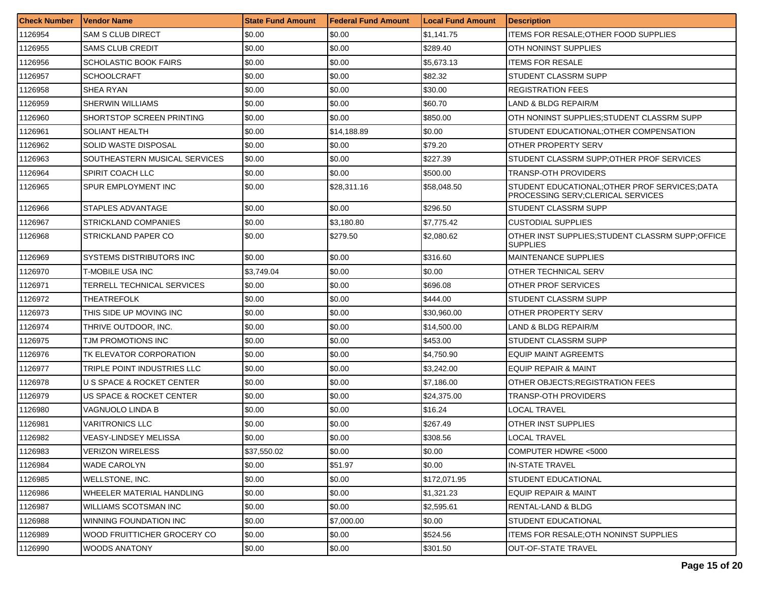| Check Number | Vendor Name | State Fund Amount | Federal Fund Amount | Local Fund Amount | Description |
|---|---|---|---|---|---|
| 1126954 | SAM S CLUB DIRECT | $0.00 | $0.00 | $1,141.75 | ITEMS FOR RESALE;OTHER FOOD SUPPLIES |
| 1126955 | SAMS CLUB CREDIT | $0.00 | $0.00 | $289.40 | OTH NONINST SUPPLIES |
| 1126956 | SCHOLASTIC BOOK FAIRS | $0.00 | $0.00 | $5,673.13 | ITEMS FOR RESALE |
| 1126957 | SCHOOLCRAFT | $0.00 | $0.00 | $82.32 | STUDENT CLASSRM SUPP |
| 1126958 | SHEA RYAN | $0.00 | $0.00 | $30.00 | REGISTRATION FEES |
| 1126959 | SHERWIN WILLIAMS | $0.00 | $0.00 | $60.70 | LAND & BLDG REPAIR/M |
| 1126960 | SHORTSTOP SCREEN PRINTING | $0.00 | $0.00 | $850.00 | OTH NONINST SUPPLIES;STUDENT CLASSRM SUPP |
| 1126961 | SOLIANT HEALTH | $0.00 | $14,188.89 | $0.00 | STUDENT EDUCATIONAL;OTHER COMPENSATION |
| 1126962 | SOLID WASTE DISPOSAL | $0.00 | $0.00 | $79.20 | OTHER PROPERTY SERV |
| 1126963 | SOUTHEASTERN MUSICAL SERVICES | $0.00 | $0.00 | $227.39 | STUDENT CLASSRM SUPP;OTHER PROF SERVICES |
| 1126964 | SPIRIT COACH LLC | $0.00 | $0.00 | $500.00 | TRANSP-OTH PROVIDERS |
| 1126965 | SPUR EMPLOYMENT INC | $0.00 | $28,311.16 | $58,048.50 | STUDENT EDUCATIONAL;OTHER PROF SERVICES;DATA PROCESSING SERV;CLERICAL SERVICES |
| 1126966 | STAPLES ADVANTAGE | $0.00 | $0.00 | $296.50 | STUDENT CLASSRM SUPP |
| 1126967 | STRICKLAND COMPANIES | $0.00 | $3,180.80 | $7,775.42 | CUSTODIAL SUPPLIES |
| 1126968 | STRICKLAND PAPER CO | $0.00 | $279.50 | $2,080.62 | OTHER INST SUPPLIES;STUDENT CLASSRM SUPP;OFFICE SUPPLIES |
| 1126969 | SYSTEMS DISTRIBUTORS INC | $0.00 | $0.00 | $316.60 | MAINTENANCE SUPPLIES |
| 1126970 | T-MOBILE USA INC | $3,749.04 | $0.00 | $0.00 | OTHER TECHNICAL SERV |
| 1126971 | TERRELL TECHNICAL SERVICES | $0.00 | $0.00 | $696.08 | OTHER PROF SERVICES |
| 1126972 | THEATREFOLK | $0.00 | $0.00 | $444.00 | STUDENT CLASSRM SUPP |
| 1126973 | THIS SIDE UP MOVING INC | $0.00 | $0.00 | $30,960.00 | OTHER PROPERTY SERV |
| 1126974 | THRIVE OUTDOOR, INC. | $0.00 | $0.00 | $14,500.00 | LAND & BLDG REPAIR/M |
| 1126975 | TJM PROMOTIONS INC | $0.00 | $0.00 | $453.00 | STUDENT CLASSRM SUPP |
| 1126976 | TK ELEVATOR CORPORATION | $0.00 | $0.00 | $4,750.90 | EQUIP MAINT AGREEMTS |
| 1126977 | TRIPLE POINT INDUSTRIES LLC | $0.00 | $0.00 | $3,242.00 | EQUIP REPAIR & MAINT |
| 1126978 | U S SPACE & ROCKET CENTER | $0.00 | $0.00 | $7,186.00 | OTHER OBJECTS;REGISTRATION FEES |
| 1126979 | US SPACE & ROCKET CENTER | $0.00 | $0.00 | $24,375.00 | TRANSP-OTH PROVIDERS |
| 1126980 | VAGNUOLO LINDA B | $0.00 | $0.00 | $16.24 | LOCAL TRAVEL |
| 1126981 | VARITRONICS LLC | $0.00 | $0.00 | $267.49 | OTHER INST SUPPLIES |
| 1126982 | VEASY-LINDSEY MELISSA | $0.00 | $0.00 | $308.56 | LOCAL TRAVEL |
| 1126983 | VERIZON WIRELESS | $37,550.02 | $0.00 | $0.00 | COMPUTER HDWRE <5000 |
| 1126984 | WADE CAROLYN | $0.00 | $51.97 | $0.00 | IN-STATE TRAVEL |
| 1126985 | WELLSTONE, INC. | $0.00 | $0.00 | $172,071.95 | STUDENT EDUCATIONAL |
| 1126986 | WHEELER MATERIAL HANDLING | $0.00 | $0.00 | $1,321.23 | EQUIP REPAIR & MAINT |
| 1126987 | WILLIAMS SCOTSMAN INC | $0.00 | $0.00 | $2,595.61 | RENTAL-LAND & BLDG |
| 1126988 | WINNING FOUNDATION INC | $0.00 | $7,000.00 | $0.00 | STUDENT EDUCATIONAL |
| 1126989 | WOOD FRUITTICHER GROCERY CO | $0.00 | $0.00 | $524.56 | ITEMS FOR RESALE;OTH NONINST SUPPLIES |
| 1126990 | WOODS ANATONY | $0.00 | $0.00 | $301.50 | OUT-OF-STATE TRAVEL |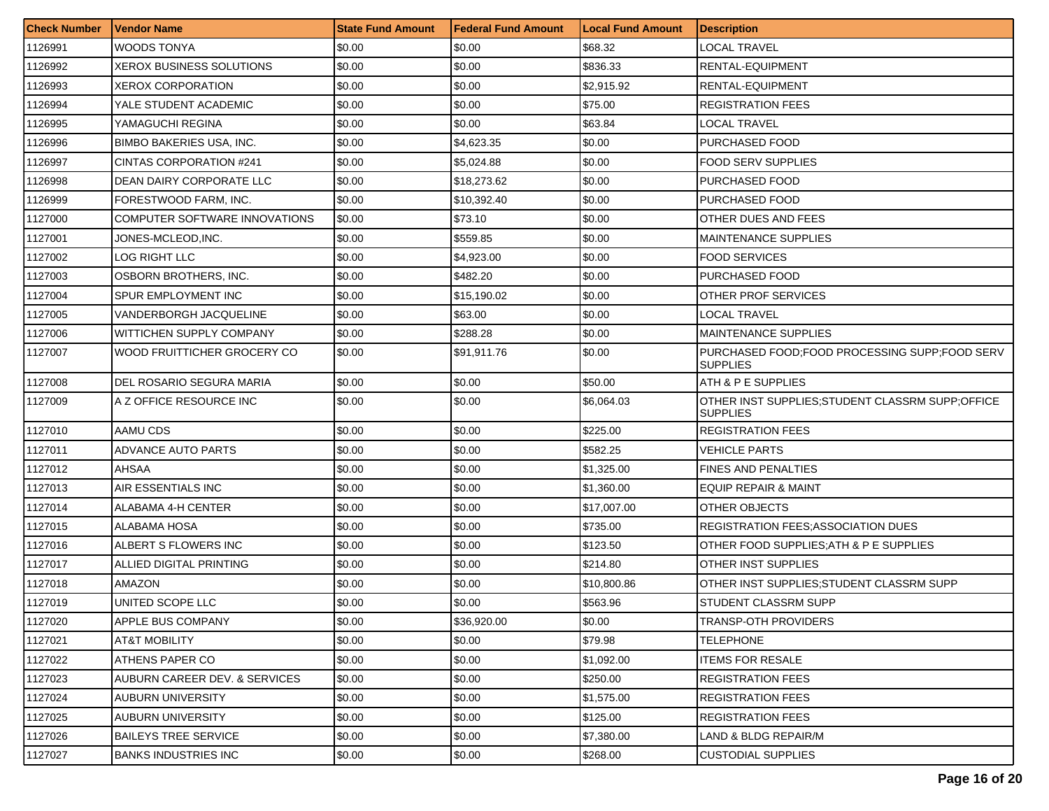| Check Number | Vendor Name | State Fund Amount | Federal Fund Amount | Local Fund Amount | Description |
|---|---|---|---|---|---|
| 1126991 | WOODS TONYA | $0.00 | $0.00 | $68.32 | LOCAL TRAVEL |
| 1126992 | XEROX BUSINESS SOLUTIONS | $0.00 | $0.00 | $836.33 | RENTAL-EQUIPMENT |
| 1126993 | XEROX CORPORATION | $0.00 | $0.00 | $2,915.92 | RENTAL-EQUIPMENT |
| 1126994 | YALE STUDENT ACADEMIC | $0.00 | $0.00 | $75.00 | REGISTRATION FEES |
| 1126995 | YAMAGUCHI REGINA | $0.00 | $0.00 | $63.84 | LOCAL TRAVEL |
| 1126996 | BIMBO BAKERIES USA, INC. | $0.00 | $4,623.35 | $0.00 | PURCHASED FOOD |
| 1126997 | CINTAS CORPORATION #241 | $0.00 | $5,024.88 | $0.00 | FOOD SERV SUPPLIES |
| 1126998 | DEAN DAIRY CORPORATE LLC | $0.00 | $18,273.62 | $0.00 | PURCHASED FOOD |
| 1126999 | FORESTWOOD FARM, INC. | $0.00 | $10,392.40 | $0.00 | PURCHASED FOOD |
| 1127000 | COMPUTER SOFTWARE INNOVATIONS | $0.00 | $73.10 | $0.00 | OTHER DUES AND FEES |
| 1127001 | JONES-MCLEOD,INC. | $0.00 | $559.85 | $0.00 | MAINTENANCE SUPPLIES |
| 1127002 | LOG RIGHT LLC | $0.00 | $4,923.00 | $0.00 | FOOD SERVICES |
| 1127003 | OSBORN BROTHERS, INC. | $0.00 | $482.20 | $0.00 | PURCHASED FOOD |
| 1127004 | SPUR EMPLOYMENT INC | $0.00 | $15,190.02 | $0.00 | OTHER PROF SERVICES |
| 1127005 | VANDERBORGH JACQUELINE | $0.00 | $63.00 | $0.00 | LOCAL TRAVEL |
| 1127006 | WITTICHEN SUPPLY COMPANY | $0.00 | $288.28 | $0.00 | MAINTENANCE SUPPLIES |
| 1127007 | WOOD FRUITTICHER GROCERY CO | $0.00 | $91,911.76 | $0.00 | PURCHASED FOOD;FOOD PROCESSING SUPP;FOOD SERV SUPPLIES |
| 1127008 | DEL ROSARIO SEGURA MARIA | $0.00 | $0.00 | $50.00 | ATH & P E SUPPLIES |
| 1127009 | A Z OFFICE RESOURCE INC | $0.00 | $0.00 | $6,064.03 | OTHER INST SUPPLIES;STUDENT CLASSRM SUPP;OFFICE SUPPLIES |
| 1127010 | AAMU CDS | $0.00 | $0.00 | $225.00 | REGISTRATION FEES |
| 1127011 | ADVANCE AUTO PARTS | $0.00 | $0.00 | $582.25 | VEHICLE PARTS |
| 1127012 | AHSAA | $0.00 | $0.00 | $1,325.00 | FINES AND PENALTIES |
| 1127013 | AIR ESSENTIALS INC | $0.00 | $0.00 | $1,360.00 | EQUIP REPAIR & MAINT |
| 1127014 | ALABAMA 4-H CENTER | $0.00 | $0.00 | $17,007.00 | OTHER OBJECTS |
| 1127015 | ALABAMA HOSA | $0.00 | $0.00 | $735.00 | REGISTRATION FEES;ASSOCIATION DUES |
| 1127016 | ALBERT S FLOWERS INC | $0.00 | $0.00 | $123.50 | OTHER FOOD SUPPLIES;ATH & P E SUPPLIES |
| 1127017 | ALLIED DIGITAL PRINTING | $0.00 | $0.00 | $214.80 | OTHER INST SUPPLIES |
| 1127018 | AMAZON | $0.00 | $0.00 | $10,800.86 | OTHER INST SUPPLIES;STUDENT CLASSRM SUPP |
| 1127019 | UNITED SCOPE LLC | $0.00 | $0.00 | $563.96 | STUDENT CLASSRM SUPP |
| 1127020 | APPLE BUS COMPANY | $0.00 | $36,920.00 | $0.00 | TRANSP-OTH PROVIDERS |
| 1127021 | AT&T MOBILITY | $0.00 | $0.00 | $79.98 | TELEPHONE |
| 1127022 | ATHENS PAPER CO | $0.00 | $0.00 | $1,092.00 | ITEMS FOR RESALE |
| 1127023 | AUBURN CAREER DEV. & SERVICES | $0.00 | $0.00 | $250.00 | REGISTRATION FEES |
| 1127024 | AUBURN UNIVERSITY | $0.00 | $0.00 | $1,575.00 | REGISTRATION FEES |
| 1127025 | AUBURN UNIVERSITY | $0.00 | $0.00 | $125.00 | REGISTRATION FEES |
| 1127026 | BAILEYS TREE SERVICE | $0.00 | $0.00 | $7,380.00 | LAND & BLDG REPAIR/M |
| 1127027 | BANKS INDUSTRIES INC | $0.00 | $0.00 | $268.00 | CUSTODIAL SUPPLIES |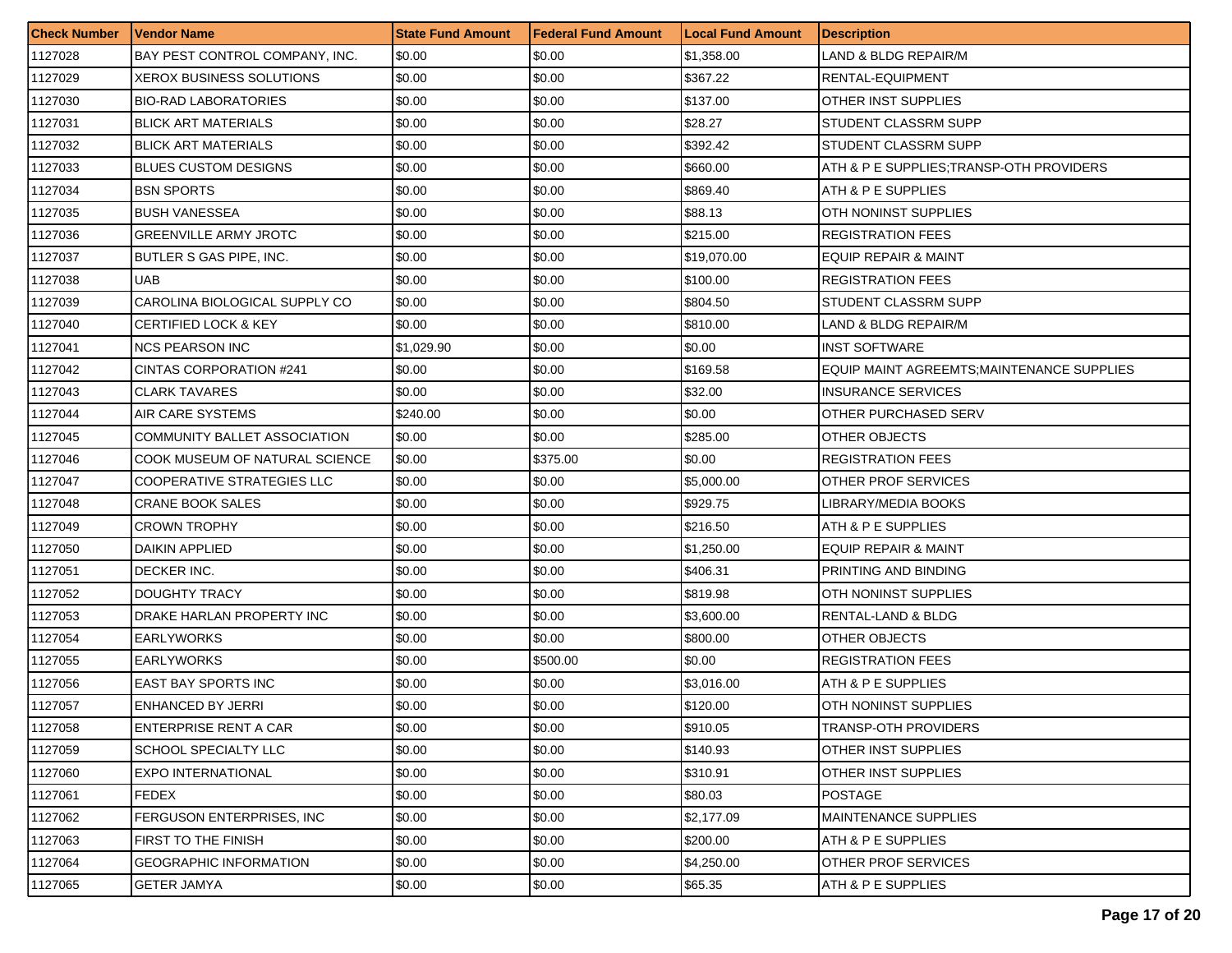| Check Number | Vendor Name | State Fund Amount | Federal Fund Amount | Local Fund Amount | Description |
|---|---|---|---|---|---|
| 1127028 | BAY PEST CONTROL COMPANY, INC. | $0.00 | $0.00 | $1,358.00 | LAND & BLDG REPAIR/M |
| 1127029 | XEROX BUSINESS SOLUTIONS | $0.00 | $0.00 | $367.22 | RENTAL-EQUIPMENT |
| 1127030 | BIO-RAD LABORATORIES | $0.00 | $0.00 | $137.00 | OTHER INST SUPPLIES |
| 1127031 | BLICK ART MATERIALS | $0.00 | $0.00 | $28.27 | STUDENT CLASSRM SUPP |
| 1127032 | BLICK ART MATERIALS | $0.00 | $0.00 | $392.42 | STUDENT CLASSRM SUPP |
| 1127033 | BLUES CUSTOM DESIGNS | $0.00 | $0.00 | $660.00 | ATH & P E SUPPLIES;TRANSP-OTH PROVIDERS |
| 1127034 | BSN SPORTS | $0.00 | $0.00 | $869.40 | ATH & P E SUPPLIES |
| 1127035 | BUSH VANESSEA | $0.00 | $0.00 | $88.13 | OTH NONINST SUPPLIES |
| 1127036 | GREENVILLE ARMY JROTC | $0.00 | $0.00 | $215.00 | REGISTRATION FEES |
| 1127037 | BUTLER S GAS PIPE, INC. | $0.00 | $0.00 | $19,070.00 | EQUIP REPAIR & MAINT |
| 1127038 | UAB | $0.00 | $0.00 | $100.00 | REGISTRATION FEES |
| 1127039 | CAROLINA BIOLOGICAL SUPPLY CO | $0.00 | $0.00 | $804.50 | STUDENT CLASSRM SUPP |
| 1127040 | CERTIFIED LOCK & KEY | $0.00 | $0.00 | $810.00 | LAND & BLDG REPAIR/M |
| 1127041 | NCS PEARSON INC | $1,029.90 | $0.00 | $0.00 | INST SOFTWARE |
| 1127042 | CINTAS CORPORATION #241 | $0.00 | $0.00 | $169.58 | EQUIP MAINT AGREEMTS;MAINTENANCE SUPPLIES |
| 1127043 | CLARK TAVARES | $0.00 | $0.00 | $32.00 | INSURANCE SERVICES |
| 1127044 | AIR CARE SYSTEMS | $240.00 | $0.00 | $0.00 | OTHER PURCHASED SERV |
| 1127045 | COMMUNITY BALLET ASSOCIATION | $0.00 | $0.00 | $285.00 | OTHER OBJECTS |
| 1127046 | COOK MUSEUM OF NATURAL SCIENCE | $0.00 | $375.00 | $0.00 | REGISTRATION FEES |
| 1127047 | COOPERATIVE STRATEGIES LLC | $0.00 | $0.00 | $5,000.00 | OTHER PROF SERVICES |
| 1127048 | CRANE BOOK SALES | $0.00 | $0.00 | $929.75 | LIBRARY/MEDIA BOOKS |
| 1127049 | CROWN TROPHY | $0.00 | $0.00 | $216.50 | ATH & P E SUPPLIES |
| 1127050 | DAIKIN APPLIED | $0.00 | $0.00 | $1,250.00 | EQUIP REPAIR & MAINT |
| 1127051 | DECKER INC. | $0.00 | $0.00 | $406.31 | PRINTING AND BINDING |
| 1127052 | DOUGHTY TRACY | $0.00 | $0.00 | $819.98 | OTH NONINST SUPPLIES |
| 1127053 | DRAKE HARLAN PROPERTY INC | $0.00 | $0.00 | $3,600.00 | RENTAL-LAND & BLDG |
| 1127054 | EARLYWORKS | $0.00 | $0.00 | $800.00 | OTHER OBJECTS |
| 1127055 | EARLYWORKS | $0.00 | $500.00 | $0.00 | REGISTRATION FEES |
| 1127056 | EAST BAY SPORTS INC | $0.00 | $0.00 | $3,016.00 | ATH & P E SUPPLIES |
| 1127057 | ENHANCED BY JERRI | $0.00 | $0.00 | $120.00 | OTH NONINST SUPPLIES |
| 1127058 | ENTERPRISE RENT A CAR | $0.00 | $0.00 | $910.05 | TRANSP-OTH PROVIDERS |
| 1127059 | SCHOOL SPECIALTY LLC | $0.00 | $0.00 | $140.93 | OTHER INST SUPPLIES |
| 1127060 | EXPO INTERNATIONAL | $0.00 | $0.00 | $310.91 | OTHER INST SUPPLIES |
| 1127061 | FEDEX | $0.00 | $0.00 | $80.03 | POSTAGE |
| 1127062 | FERGUSON ENTERPRISES, INC | $0.00 | $0.00 | $2,177.09 | MAINTENANCE SUPPLIES |
| 1127063 | FIRST TO THE FINISH | $0.00 | $0.00 | $200.00 | ATH & P E SUPPLIES |
| 1127064 | GEOGRAPHIC INFORMATION | $0.00 | $0.00 | $4,250.00 | OTHER PROF SERVICES |
| 1127065 | GETER JAMYA | $0.00 | $0.00 | $65.35 | ATH & P E SUPPLIES |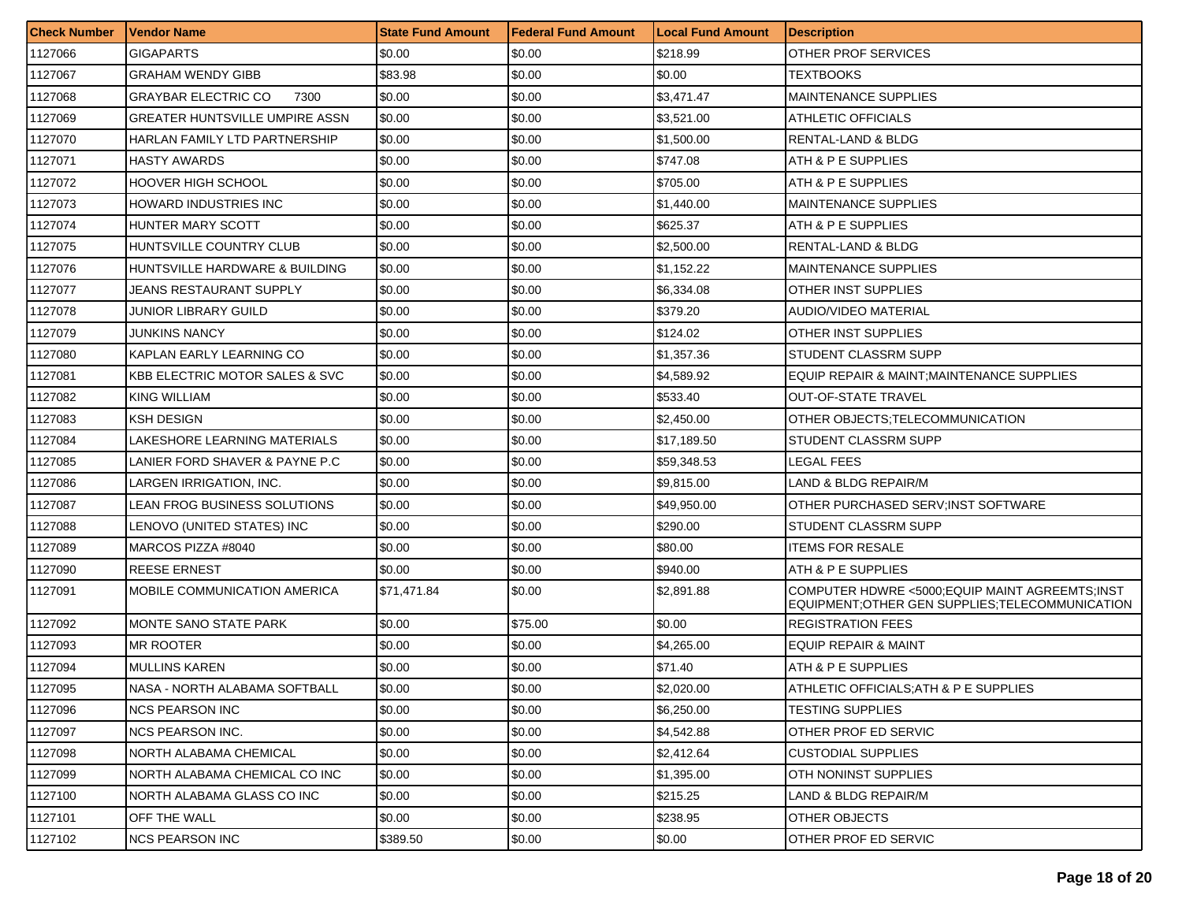| Check Number | Vendor Name | State Fund Amount | Federal Fund Amount | Local Fund Amount | Description |
|---|---|---|---|---|---|
| 1127066 | GIGAPARTS | $0.00 | $0.00 | $218.99 | OTHER PROF SERVICES |
| 1127067 | GRAHAM WENDY GIBB | $83.98 | $0.00 | $0.00 | TEXTBOOKS |
| 1127068 | GRAYBAR ELECTRIC CO 7300 | $0.00 | $0.00 | $3,471.47 | MAINTENANCE SUPPLIES |
| 1127069 | GREATER HUNTSVILLE UMPIRE ASSN | $0.00 | $0.00 | $3,521.00 | ATHLETIC OFFICIALS |
| 1127070 | HARLAN FAMILY LTD PARTNERSHIP | $0.00 | $0.00 | $1,500.00 | RENTAL-LAND & BLDG |
| 1127071 | HASTY AWARDS | $0.00 | $0.00 | $747.08 | ATH & P E SUPPLIES |
| 1127072 | HOOVER HIGH SCHOOL | $0.00 | $0.00 | $705.00 | ATH & P E SUPPLIES |
| 1127073 | HOWARD INDUSTRIES INC | $0.00 | $0.00 | $1,440.00 | MAINTENANCE SUPPLIES |
| 1127074 | HUNTER MARY SCOTT | $0.00 | $0.00 | $625.37 | ATH & P E SUPPLIES |
| 1127075 | HUNTSVILLE COUNTRY CLUB | $0.00 | $0.00 | $2,500.00 | RENTAL-LAND & BLDG |
| 1127076 | HUNTSVILLE HARDWARE & BUILDING | $0.00 | $0.00 | $1,152.22 | MAINTENANCE SUPPLIES |
| 1127077 | JEANS RESTAURANT SUPPLY | $0.00 | $0.00 | $6,334.08 | OTHER INST SUPPLIES |
| 1127078 | JUNIOR LIBRARY GUILD | $0.00 | $0.00 | $379.20 | AUDIO/VIDEO MATERIAL |
| 1127079 | JUNKINS NANCY | $0.00 | $0.00 | $124.02 | OTHER INST SUPPLIES |
| 1127080 | KAPLAN EARLY LEARNING CO | $0.00 | $0.00 | $1,357.36 | STUDENT CLASSRM SUPP |
| 1127081 | KBB ELECTRIC MOTOR SALES & SVC | $0.00 | $0.00 | $4,589.92 | EQUIP REPAIR & MAINT;MAINTENANCE SUPPLIES |
| 1127082 | KING WILLIAM | $0.00 | $0.00 | $533.40 | OUT-OF-STATE TRAVEL |
| 1127083 | KSH DESIGN | $0.00 | $0.00 | $2,450.00 | OTHER OBJECTS;TELECOMMUNICATION |
| 1127084 | LAKESHORE LEARNING MATERIALS | $0.00 | $0.00 | $17,189.50 | STUDENT CLASSRM SUPP |
| 1127085 | LANIER FORD SHAVER & PAYNE P.C | $0.00 | $0.00 | $59,348.53 | LEGAL FEES |
| 1127086 | LARGEN IRRIGATION, INC. | $0.00 | $0.00 | $9,815.00 | LAND & BLDG REPAIR/M |
| 1127087 | LEAN FROG BUSINESS SOLUTIONS | $0.00 | $0.00 | $49,950.00 | OTHER PURCHASED SERV;INST SOFTWARE |
| 1127088 | LENOVO (UNITED STATES) INC | $0.00 | $0.00 | $290.00 | STUDENT CLASSRM SUPP |
| 1127089 | MARCOS PIZZA #8040 | $0.00 | $0.00 | $80.00 | ITEMS FOR RESALE |
| 1127090 | REESE ERNEST | $0.00 | $0.00 | $940.00 | ATH & P E SUPPLIES |
| 1127091 | MOBILE COMMUNICATION AMERICA | $71,471.84 | $0.00 | $2,891.88 | COMPUTER HDWRE <5000;EQUIP MAINT AGREEMTS;INST EQUIPMENT;OTHER GEN SUPPLIES;TELECOMMUNICATION |
| 1127092 | MONTE SANO STATE PARK | $0.00 | $75.00 | $0.00 | REGISTRATION FEES |
| 1127093 | MR ROOTER | $0.00 | $0.00 | $4,265.00 | EQUIP REPAIR & MAINT |
| 1127094 | MULLINS KAREN | $0.00 | $0.00 | $71.40 | ATH & P E SUPPLIES |
| 1127095 | NASA - NORTH ALABAMA SOFTBALL | $0.00 | $0.00 | $2,020.00 | ATHLETIC OFFICIALS;ATH & P E SUPPLIES |
| 1127096 | NCS PEARSON INC | $0.00 | $0.00 | $6,250.00 | TESTING SUPPLIES |
| 1127097 | NCS PEARSON INC. | $0.00 | $0.00 | $4,542.88 | OTHER PROF ED SERVIC |
| 1127098 | NORTH ALABAMA CHEMICAL | $0.00 | $0.00 | $2,412.64 | CUSTODIAL SUPPLIES |
| 1127099 | NORTH ALABAMA CHEMICAL CO INC | $0.00 | $0.00 | $1,395.00 | OTH NONINST SUPPLIES |
| 1127100 | NORTH ALABAMA GLASS CO INC | $0.00 | $0.00 | $215.25 | LAND & BLDG REPAIR/M |
| 1127101 | OFF THE WALL | $0.00 | $0.00 | $238.95 | OTHER OBJECTS |
| 1127102 | NCS PEARSON INC | $389.50 | $0.00 | $0.00 | OTHER PROF ED SERVIC |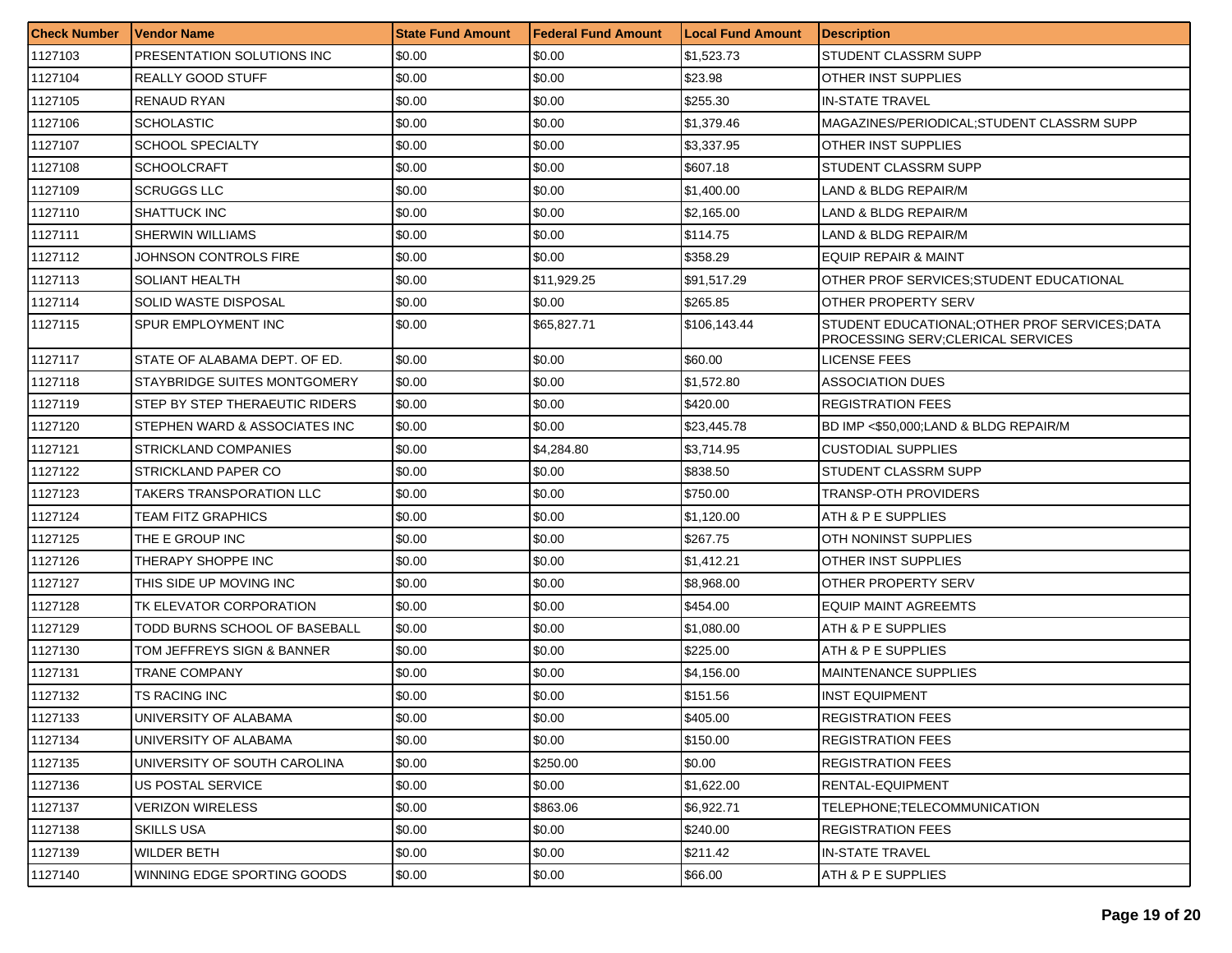| Check Number | Vendor Name | State Fund Amount | Federal Fund Amount | Local Fund Amount | Description |
| --- | --- | --- | --- | --- | --- |
| 1127103 | PRESENTATION SOLUTIONS INC | $0.00 | $0.00 | $1,523.73 | STUDENT CLASSRM SUPP |
| 1127104 | REALLY GOOD STUFF | $0.00 | $0.00 | $23.98 | OTHER INST SUPPLIES |
| 1127105 | RENAUD RYAN | $0.00 | $0.00 | $255.30 | IN-STATE TRAVEL |
| 1127106 | SCHOLASTIC | $0.00 | $0.00 | $1,379.46 | MAGAZINES/PERIODICAL;STUDENT CLASSRM SUPP |
| 1127107 | SCHOOL SPECIALTY | $0.00 | $0.00 | $3,337.95 | OTHER INST SUPPLIES |
| 1127108 | SCHOOLCRAFT | $0.00 | $0.00 | $607.18 | STUDENT CLASSRM SUPP |
| 1127109 | SCRUGGS LLC | $0.00 | $0.00 | $1,400.00 | LAND & BLDG REPAIR/M |
| 1127110 | SHATTUCK INC | $0.00 | $0.00 | $2,165.00 | LAND & BLDG REPAIR/M |
| 1127111 | SHERWIN WILLIAMS | $0.00 | $0.00 | $114.75 | LAND & BLDG REPAIR/M |
| 1127112 | JOHNSON CONTROLS FIRE | $0.00 | $0.00 | $358.29 | EQUIP REPAIR & MAINT |
| 1127113 | SOLIANT HEALTH | $0.00 | $11,929.25 | $91,517.29 | OTHER PROF SERVICES;STUDENT EDUCATIONAL |
| 1127114 | SOLID WASTE DISPOSAL | $0.00 | $0.00 | $265.85 | OTHER PROPERTY SERV |
| 1127115 | SPUR EMPLOYMENT INC | $0.00 | $65,827.71 | $106,143.44 | STUDENT EDUCATIONAL;OTHER PROF SERVICES;DATA PROCESSING SERV;CLERICAL SERVICES |
| 1127117 | STATE OF ALABAMA DEPT. OF ED. | $0.00 | $0.00 | $60.00 | LICENSE FEES |
| 1127118 | STAYBRIDGE SUITES MONTGOMERY | $0.00 | $0.00 | $1,572.80 | ASSOCIATION DUES |
| 1127119 | STEP BY STEP THERAEUTIC RIDERS | $0.00 | $0.00 | $420.00 | REGISTRATION FEES |
| 1127120 | STEPHEN WARD & ASSOCIATES INC | $0.00 | $0.00 | $23,445.78 | BD IMP <$50,000;LAND & BLDG REPAIR/M |
| 1127121 | STRICKLAND COMPANIES | $0.00 | $4,284.80 | $3,714.95 | CUSTODIAL SUPPLIES |
| 1127122 | STRICKLAND PAPER CO | $0.00 | $0.00 | $838.50 | STUDENT CLASSRM SUPP |
| 1127123 | TAKERS TRANSPORATION LLC | $0.00 | $0.00 | $750.00 | TRANSP-OTH PROVIDERS |
| 1127124 | TEAM FITZ GRAPHICS | $0.00 | $0.00 | $1,120.00 | ATH & P E SUPPLIES |
| 1127125 | THE E GROUP INC | $0.00 | $0.00 | $267.75 | OTH NONINST SUPPLIES |
| 1127126 | THERAPY SHOPPE INC | $0.00 | $0.00 | $1,412.21 | OTHER INST SUPPLIES |
| 1127127 | THIS SIDE UP MOVING INC | $0.00 | $0.00 | $8,968.00 | OTHER PROPERTY SERV |
| 1127128 | TK ELEVATOR CORPORATION | $0.00 | $0.00 | $454.00 | EQUIP MAINT AGREEMTS |
| 1127129 | TODD BURNS SCHOOL OF BASEBALL | $0.00 | $0.00 | $1,080.00 | ATH & P E SUPPLIES |
| 1127130 | TOM JEFFREYS SIGN & BANNER | $0.00 | $0.00 | $225.00 | ATH & P E SUPPLIES |
| 1127131 | TRANE COMPANY | $0.00 | $0.00 | $4,156.00 | MAINTENANCE SUPPLIES |
| 1127132 | TS RACING INC | $0.00 | $0.00 | $151.56 | INST EQUIPMENT |
| 1127133 | UNIVERSITY OF ALABAMA | $0.00 | $0.00 | $405.00 | REGISTRATION FEES |
| 1127134 | UNIVERSITY OF ALABAMA | $0.00 | $0.00 | $150.00 | REGISTRATION FEES |
| 1127135 | UNIVERSITY OF SOUTH CAROLINA | $0.00 | $250.00 | $0.00 | REGISTRATION FEES |
| 1127136 | US POSTAL SERVICE | $0.00 | $0.00 | $1,622.00 | RENTAL-EQUIPMENT |
| 1127137 | VERIZON WIRELESS | $0.00 | $863.06 | $6,922.71 | TELEPHONE;TELECOMMUNICATION |
| 1127138 | SKILLS USA | $0.00 | $0.00 | $240.00 | REGISTRATION FEES |
| 1127139 | WILDER BETH | $0.00 | $0.00 | $211.42 | IN-STATE TRAVEL |
| 1127140 | WINNING EDGE SPORTING GOODS | $0.00 | $0.00 | $66.00 | ATH & P E SUPPLIES |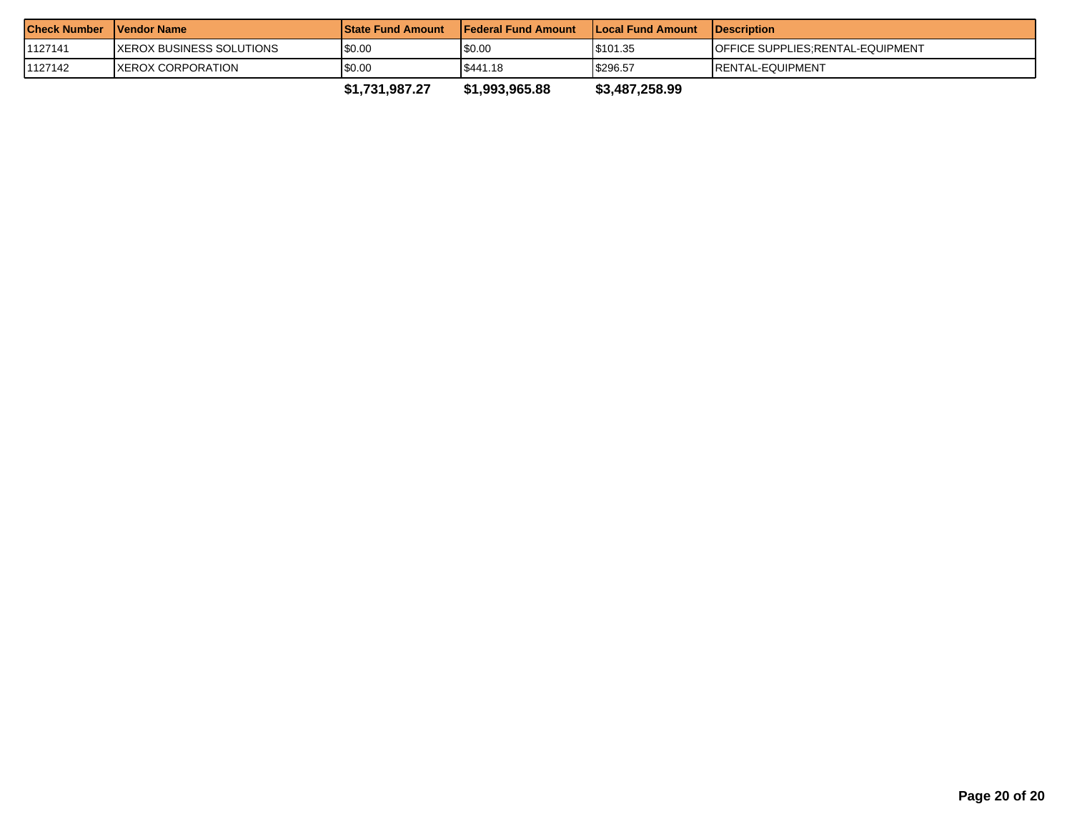| Check Number | Vendor Name | State Fund Amount | Federal Fund Amount | Local Fund Amount | Description |
| --- | --- | --- | --- | --- | --- |
| 1127141 | XEROX BUSINESS SOLUTIONS | $0.00 | $0.00 | $101.35 | OFFICE SUPPLIES;RENTAL-EQUIPMENT |
| 1127142 | XEROX CORPORATION | $0.00 | $441.18 | $296.57 | RENTAL-EQUIPMENT |
| | | **$1,731,987.27** | **$1,993,965.88** | **$3,487,258.99** | |